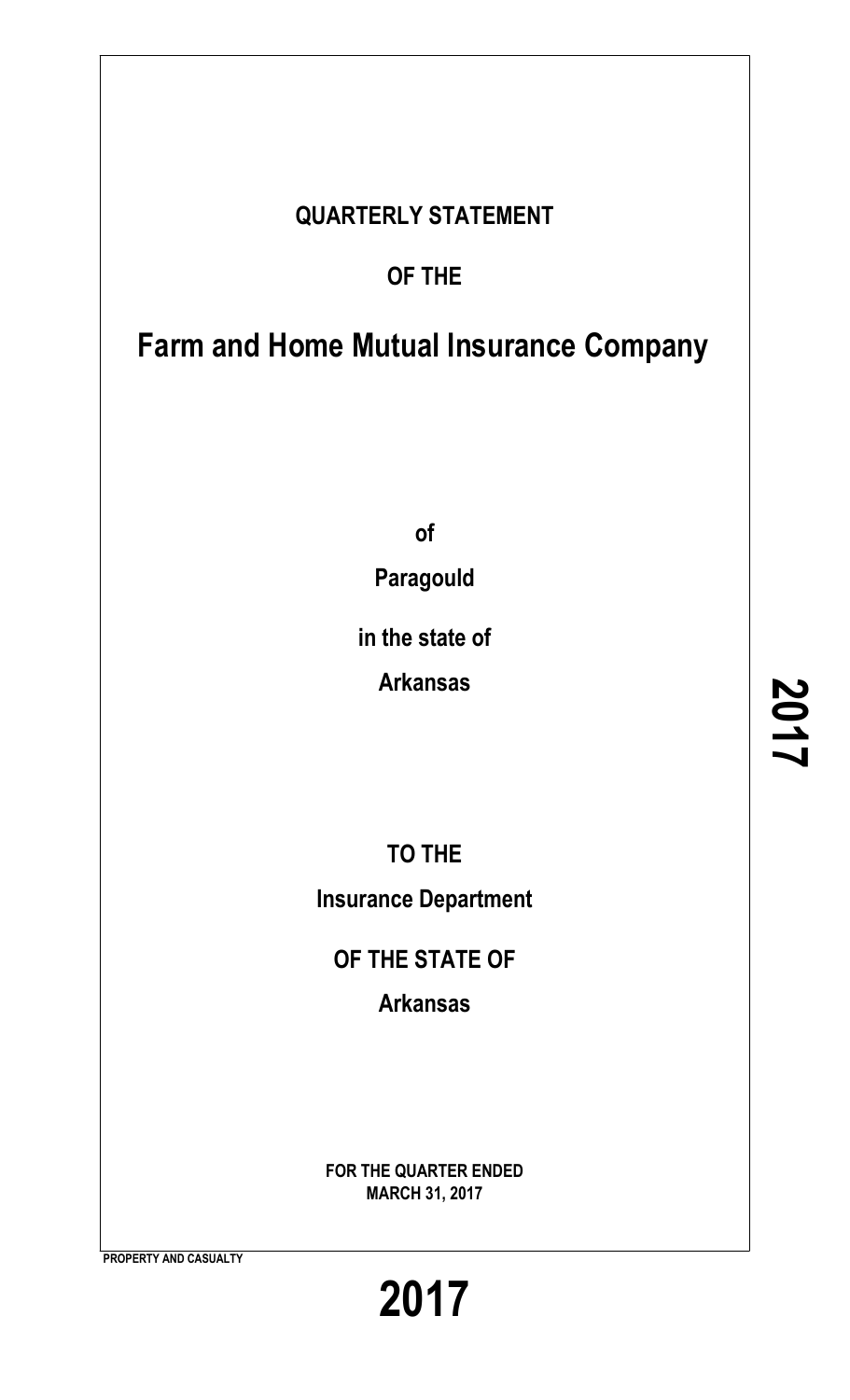# QUARTERLY STATEMENT

## OF THE

# Farm and Home Mutual Insurance Company

**of**

**Paragould**

**in the state of**

**Arkansas**

**TO THE**

**Insurance Department**

**OF THE STATE OF**

**Arkansas**

**FOR THE QUARTER ENDED**
**MARCH 31, 2017**

**PROPERTY AND CASUALTY**

**2017**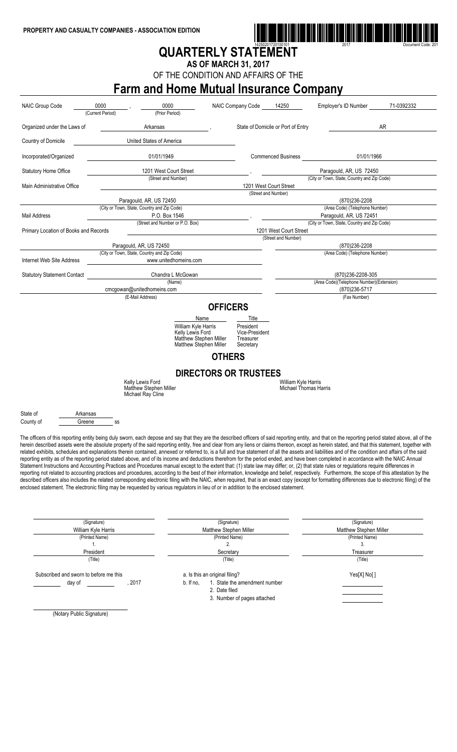**PROPERTY AND CASUALTY COMPANIES - ASSOCIATION EDITION**

14250201720100101 2017 Document Code: 201

# QUARTERLY STATEMENT

## AS OF MARCH 31, 2017

OF THE CONDITION AND AFFAIRS OF THE

# Farm and Home Mutual Insurance Company

| | | | |
|---|---|---|---|
| NAIC Group Code | 0000 (Current Period) , 0000 (Prior Period) | NAIC Company Code 14250 | Employer's ID Number 71-0392332 |
| Organized under the Laws of | Arkansas | State of Domicile or Port of Entry | AR |
| Country of Domicile | United States of America | | |
| Incorporated/Organized | 01/01/1949 | Commenced Business | 01/01/1966 |
| Statutory Home Office | 1201 West Court Street (Street and Number) | | Paragould, AR, US 72450 (City or Town, State, Country and Zip Code) |
| Main Administrative Office | | 1201 West Court Street (Street and Number) | |
| | Paragould, AR, US 72450 (City or Town, State, Country and Zip Code) | | (870)236-2208 (Area Code) (Telephone Number) |
| Mail Address | P.O. Box 1546 (Street and Number or P.O. Box) | | Paragould, AR, US 72451 (City or Town, State, Country and Zip Code) |
| Primary Location of Books and Records | | 1201 West Court Street (Street and Number) | |
| | Paragould, AR, US 72450 (City or Town, State, Country and Zip Code) | | (870)236-2208 (Area Code) (Telephone Number) |
| Internet Web Site Address | www.unitedhomeins.com | | |
| Statutory Statement Contact | Chandra L McGowan (Name) | | (870)236-2208-305 (Area Code)(Telephone Number)(Extension) |
| | cmcgowan@unitedhomeins.com (E-Mail Address) | | (870)236-5717 (Fax Number) |

## OFFICERS

| Name | Title |
|---|---|
| William Kyle Harris | President |
| Kelly Lewis Ford | Vice-President |
| Matthew Stephen Miller | Treasurer |
| Matthew Stephen Miller | Secretary |

## OTHERS

## DIRECTORS OR TRUSTEES

Kelly Lewis Ford
Matthew Stephen Miller
Michael Ray Cline
William Kyle Harris
Michael Thomas Harris

State of Arkansas
County of Greene ss

The officers of this reporting entity being duly sworn, each depose and say that they are the described officers of said reporting entity, and that on the reporting period stated above, all of the herein described assets were the absolute property of the said reporting entity, free and clear from any liens or claims thereon, except as herein stated, and that this statement, together with related exhibits, schedules and explanations therein contained, annexed or referred to, is a full and true statement of all the assets and liabilities and of the condition and affairs of the said reporting entity as of the reporting period stated above, and of its income and deductions therefrom for the period ended, and have been completed in accordance with the NAIC Annual Statement Instructions and Accounting Practices and Procedures manual except to the extent that: (1) state law may differ; or, (2) that state rules or regulations require differences in reporting not related to accounting practices and procedures, according to the best of their information, knowledge and belief, respectively. Furthermore, the scope of this attestation by the described officers also includes the related corresponding electronic filing with the NAIC, when required, that is an exact copy (except for formatting differences due to electronic filing) of the enclosed statement. The electronic filing may be requested by various regulators in lieu of or in addition to the enclosed statement.

| (Signature) | (Signature) | (Signature) |
|---|---|---|
| William Kyle Harris | Matthew Stephen Miller | Matthew Stephen Miller |
| (Printed Name) | (Printed Name) | (Printed Name) |
| 1. | 2. | 3. |
| President | Secretary | Treasurer |
| (Title) | (Title) | (Title) |

Subscribed and sworn to before me this
\_\_\_\_\_ day of \_\_\_\_\_\_, 2017

a. Is this an original filing? Yes[X] No[ ]
b. If no,
1. State the amendment number
2. Date filed
3. Number of pages attached

(Notary Public Signature)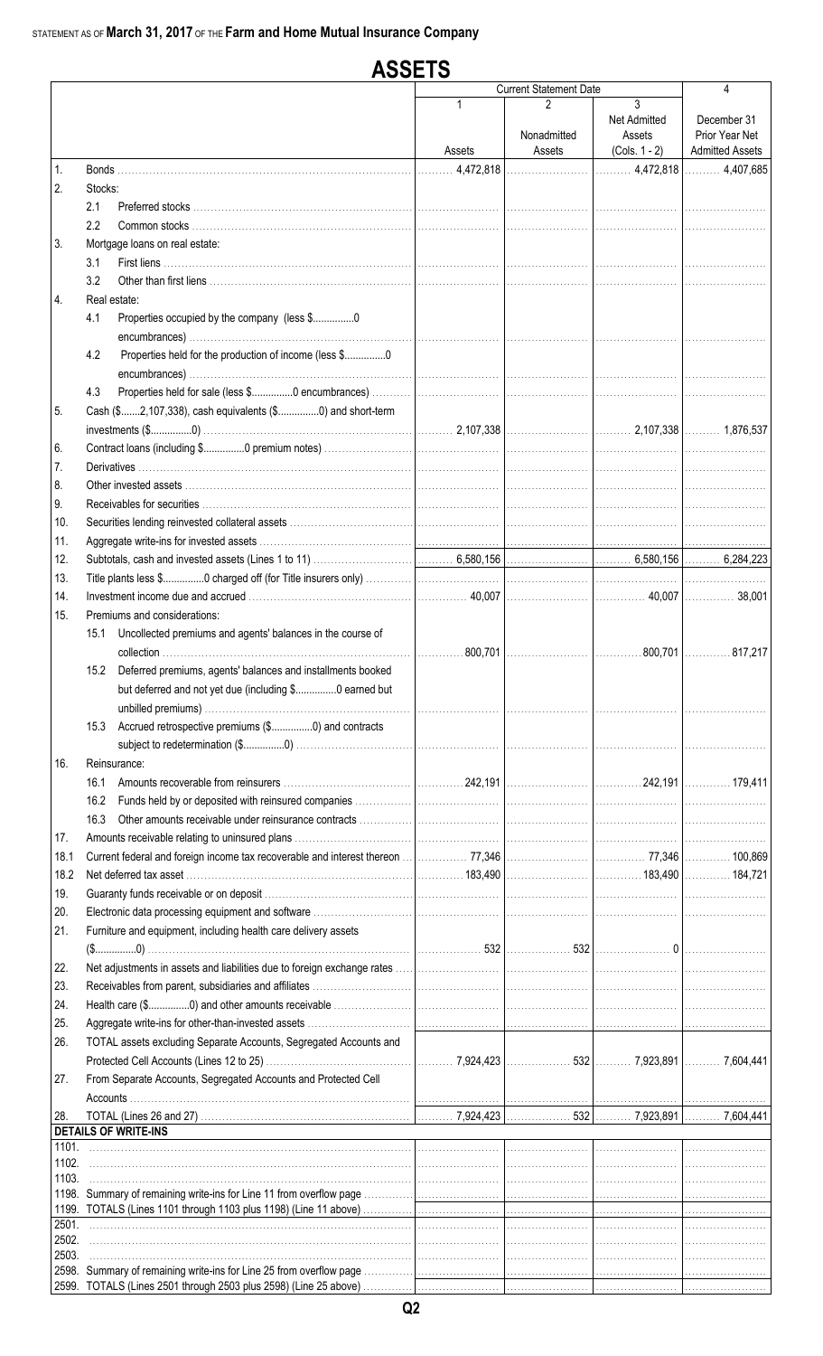STATEMENT AS OF **March 31, 2017** OF THE **Farm and Home Mutual Insurance Company**

# ASSETS

| | | Current Statement Date | | | 4 |
|---|---|---|---|---|---|
| | | 1 | 2 | 3 | |
| | | Assets | Nonadmitted Assets | Net Admitted Assets (Cols. 1 - 2) | December 31 Prior Year Net Admitted Assets |
| 1. | Bonds | 4,472,818 | | 4,472,818 | 4,407,685 |
| 2. | Stocks: | | | | |
| | 2.1 Preferred stocks | | | | |
| | 2.2 Common stocks | | | | |
| 3. | Mortgage loans on real estate: | | | | |
| | 3.1 First liens | | | | |
| | 3.2 Other than first liens | | | | |
| 4. | Real estate: | | | | |
| | 4.1 Properties occupied by the company (less $...............0 encumbrances) | | | | |
| | 4.2 Properties held for the production of income (less $...............0 encumbrances) | | | | |
| | 4.3 Properties held for sale (less $...............0 encumbrances) | | | | |
| 5. | Cash ($.......2,107,338), cash equivalents ($...............0) and short-term investments ($...............0) | 2,107,338 | | 2,107,338 | 1,876,537 |
| 6. | Contract loans (including $...............0 premium notes) | | | | |
| 7. | Derivatives | | | | |
| 8. | Other invested assets | | | | |
| 9. | Receivables for securities | | | | |
| 10. | Securities lending reinvested collateral assets | | | | |
| 11. | Aggregate write-ins for invested assets | | | | |
| 12. | Subtotals, cash and invested assets (Lines 1 to 11) | 6,580,156 | | 6,580,156 | 6,284,223 |
| 13. | Title plants less $...............0 charged off (for Title insurers only) | | | | |
| 14. | Investment income due and accrued | 40,007 | | 40,007 | 38,001 |
| 15. | Premiums and considerations: | | | | |
| | 15.1 Uncollected premiums and agents' balances in the course of collection | 800,701 | | 800,701 | 817,217 |
| | 15.2 Deferred premiums, agents' balances and installments booked but deferred and not yet due (including $...............0 earned but unbilled premiums) | | | | |
| | 15.3 Accrued retrospective premiums ($...............0) and contracts subject to redetermination ($...............0) | | | | |
| 16. | Reinsurance: | | | | |
| | 16.1 Amounts recoverable from reinsurers | 242,191 | | 242,191 | 179,411 |
| | 16.2 Funds held by or deposited with reinsured companies | | | | |
| | 16.3 Other amounts receivable under reinsurance contracts | | | | |
| 17. | Amounts receivable relating to uninsured plans | | | | |
| 18.1 | Current federal and foreign income tax recoverable and interest thereon | 77,346 | | 77,346 | 100,869 |
| 18.2 | Net deferred tax asset | 183,490 | | 183,490 | 184,721 |
| 19. | Guaranty funds receivable or on deposit | | | | |
| 20. | Electronic data processing equipment and software | | | | |
| 21. | Furniture and equipment, including health care delivery assets ($...............0) | 532 | 532 | 0 | |
| 22. | Net adjustments in assets and liabilities due to foreign exchange rates | | | | |
| 23. | Receivables from parent, subsidiaries and affiliates | | | | |
| 24. | Health care ($...............0) and other amounts receivable | | | | |
| 25. | Aggregate write-ins for other-than-invested assets | | | | |
| 26. | TOTAL assets excluding Separate Accounts, Segregated Accounts and Protected Cell Accounts (Lines 12 to 25) | 7,924,423 | 532 | 7,923,891 | 7,604,441 |
| 27. | From Separate Accounts, Segregated Accounts and Protected Cell Accounts | | | | |
| 28. | TOTAL (Lines 26 and 27) | 7,924,423 | 532 | 7,923,891 | 7,604,441 |
| | **DETAILS OF WRITE-INS** | | | | |
| 1101. | | | | | |
| 1102. | | | | | |
| 1103. | | | | | |
| 1198. | Summary of remaining write-ins for Line 11 from overflow page | | | | |
| 1199. | TOTALS (Lines 1101 through 1103 plus 1198) (Line 11 above) | | | | |
| 2501. | | | | | |
| 2502. | | | | | |
| 2503. | | | | | |
| 2598. | Summary of remaining write-ins for Line 25 from overflow page | | | | |
| 2599. | TOTALS (Lines 2501 through 2503 plus 2598) (Line 25 above) | | | | |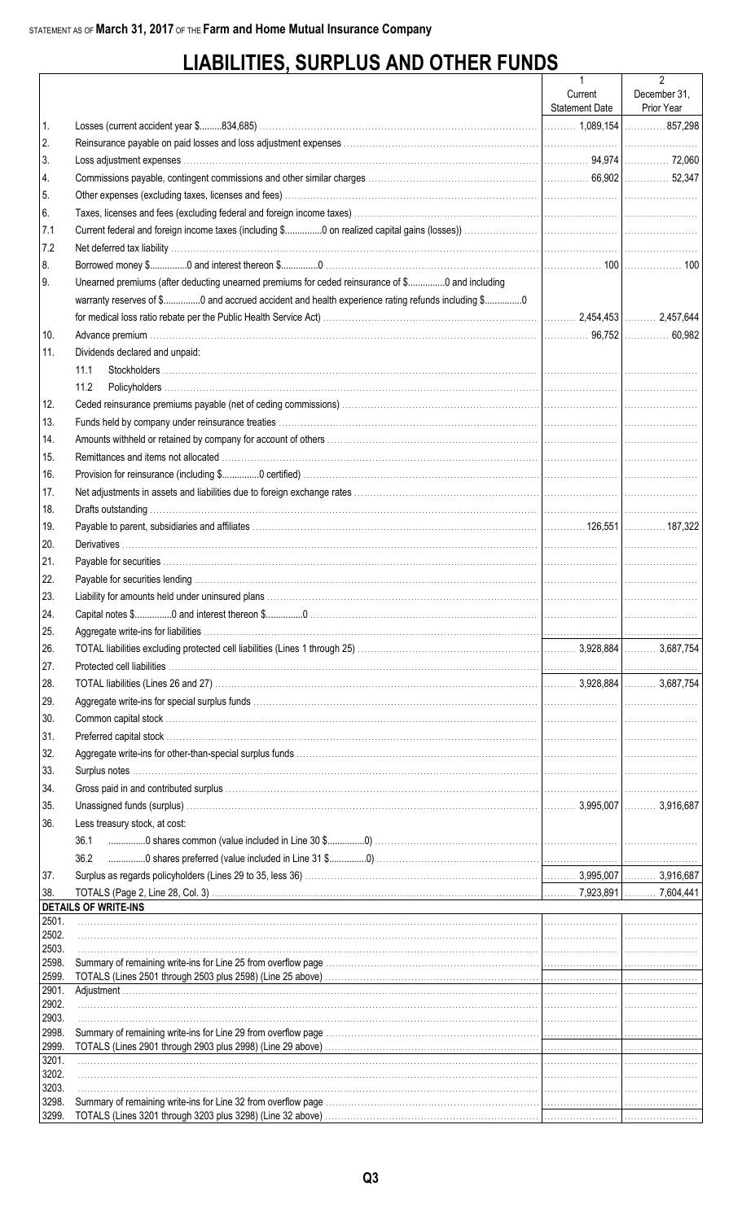STATEMENT AS OF **March 31, 2017** OF THE **Farm and Home Mutual Insurance Company**

# LIABILITIES, SURPLUS AND OTHER FUNDS

| | | 1<br>Current<br>Statement Date | 2<br>December 31,<br>Prior Year |
|---|---|---|---|
| 1. | Losses (current accident year $.........834,685) | 1,089,154 | 857,298 |
| 2. | Reinsurance payable on paid losses and loss adjustment expenses | | |
| 3. | Loss adjustment expenses | 94,974 | 72,060 |
| 4. | Commissions payable, contingent commissions and other similar charges | 66,902 | 52,347 |
| 5. | Other expenses (excluding taxes, licenses and fees) | | |
| 6. | Taxes, licenses and fees (excluding federal and foreign income taxes) | | |
| 7.1 | Current federal and foreign income taxes (including $...............0 on realized capital gains (losses)) | | |
| 7.2 | Net deferred tax liability | | |
| 8. | Borrowed money $...............0 and interest thereon $...............0 | 100 | 100 |
| 9. | Unearned premiums (after deducting unearned premiums for ceded reinsurance of $...............0 and including warranty reserves of $...............0 and accrued accident and health experience rating refunds including $...............0 for medical loss ratio rebate per the Public Health Service Act) | 2,454,453 | 2,457,644 |
| 10. | Advance premium | 96,752 | 60,982 |
| 11. | Dividends declared and unpaid: | | |
| | 11.1 Stockholders | | |
| | 11.2 Policyholders | | |
| 12. | Ceded reinsurance premiums payable (net of ceding commissions) | | |
| 13. | Funds held by company under reinsurance treaties | | |
| 14. | Amounts withheld or retained by company for account of others | | |
| 15. | Remittances and items not allocated | | |
| 16. | Provision for reinsurance (including $...............0 certified) | | |
| 17. | Net adjustments in assets and liabilities due to foreign exchange rates | | |
| 18. | Drafts outstanding | | |
| 19. | Payable to parent, subsidiaries and affiliates | 126,551 | 187,322 |
| 20. | Derivatives | | |
| 21. | Payable for securities | | |
| 22. | Payable for securities lending | | |
| 23. | Liability for amounts held under uninsured plans | | |
| 24. | Capital notes $...............0 and interest thereon $...............0 | | |
| 25. | Aggregate write-ins for liabilities | | |
| 26. | TOTAL liabilities excluding protected cell liabilities (Lines 1 through 25) | 3,928,884 | 3,687,754 |
| 27. | Protected cell liabilities | | |
| 28. | TOTAL liabilities (Lines 26 and 27) | 3,928,884 | 3,687,754 |
| 29. | Aggregate write-ins for special surplus funds | | |
| 30. | Common capital stock | | |
| 31. | Preferred capital stock | | |
| 32. | Aggregate write-ins for other-than-special surplus funds | | |
| 33. | Surplus notes | | |
| 34. | Gross paid in and contributed surplus | | |
| 35. | Unassigned funds (surplus) | 3,995,007 | 3,916,687 |
| 36. | Less treasury stock, at cost: | | |
| | 36.1 ...............0 shares common (value included in Line 30 $...............0) | | |
| | 36.2 ...............0 shares preferred (value included in Line 31 $...............0) | | |
| 37. | Surplus as regards policyholders (Lines 29 to 35, less 36) | 3,995,007 | 3,916,687 |
| 38. | TOTALS (Page 2, Line 28, Col. 3) | 7,923,891 | 7,604,441 |
| | **DETAILS OF WRITE-INS** | | |
| 2501. | | | |
| 2502. | | | |
| 2503. | | | |
| 2598. | Summary of remaining write-ins for Line 25 from overflow page | | |
| 2599. | TOTALS (Lines 2501 through 2503 plus 2598) (Line 25 above) | | |
| 2901. | Adjustment | | |
| 2902. | | | |
| 2903. | | | |
| 2998. | Summary of remaining write-ins for Line 29 from overflow page | | |
| 2999. | TOTALS (Lines 2901 through 2903 plus 2998) (Line 29 above) | | |
| 3201. | | | |
| 3202. | | | |
| 3203. | | | |
| 3298. | Summary of remaining write-ins for Line 32 from overflow page | | |
| 3299. | TOTALS (Lines 3201 through 3203 plus 3298) (Line 32 above) | | |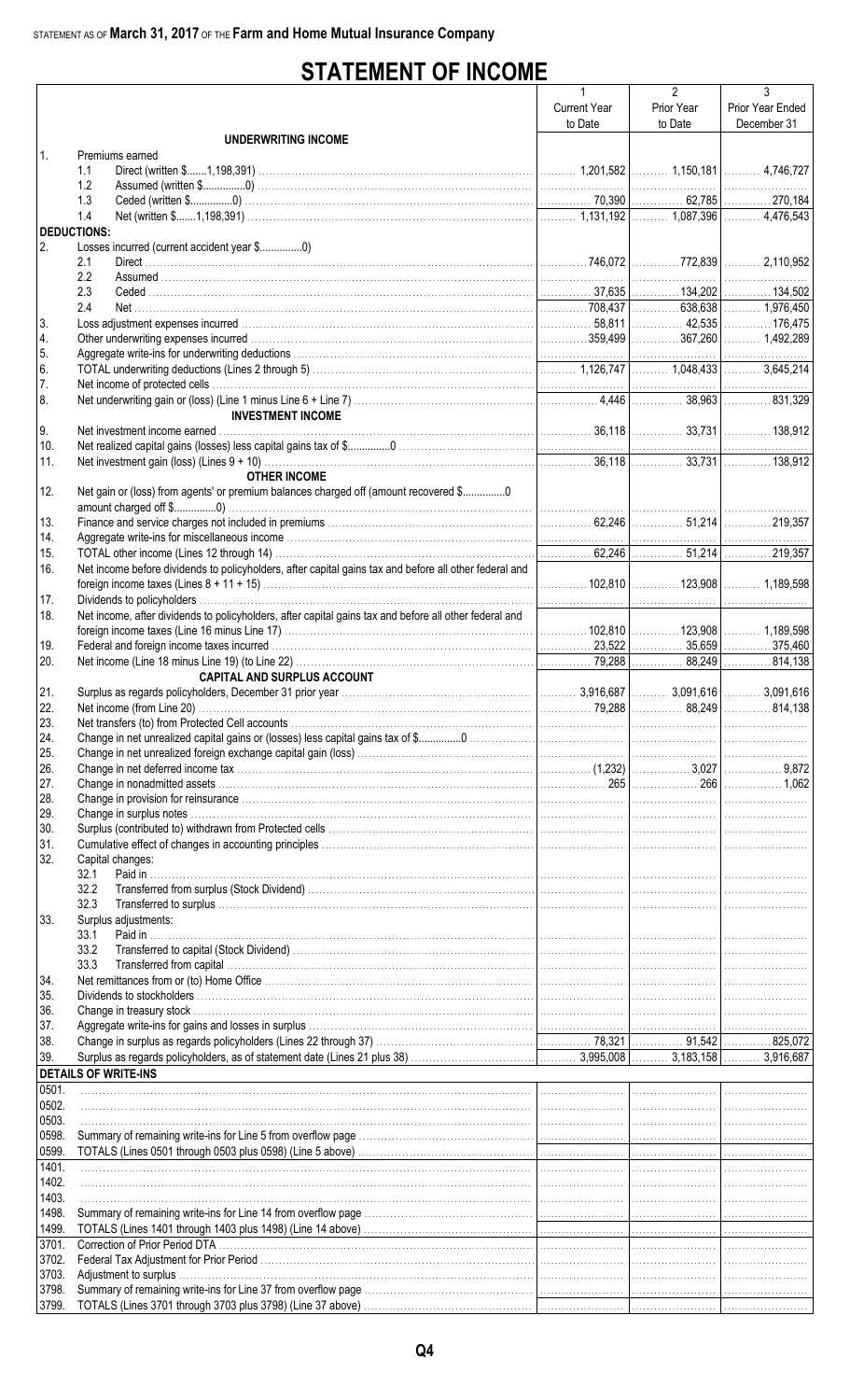STATEMENT AS OF **March 31, 2017** OF THE **Farm and Home Mutual Insurance Company**

# STATEMENT OF INCOME

| | | 1<br>Current Year<br>to Date | 2<br>Prior Year<br>to Date | 3<br>Prior Year Ended<br>December 31 |
|---|---|---|---|---|
| | **UNDERWRITING INCOME** | | | |
| 1. | Premiums earned | | | |
| | 1.1 Direct (written $.......1,198,391) | 1,201,582 | 1,150,181 | 4,746,727 |
| | 1.2 Assumed (written $................0) | | | |
| | 1.3 Ceded (written $...............0) | 70,390 | 62,785 | 270,184 |
| | 1.4 Net (written $.......1,198,391) | 1,131,192 | 1,087,396 | 4,476,543 |
| **DEDUCTIONS:** | | | | |
| 2. | Losses incurred (current accident year $...............0) | | | |
| | 2.1 Direct | 746,072 | 772,839 | 2,110,952 |
| | 2.2 Assumed | | | |
| | 2.3 Ceded | 37,635 | 134,202 | 134,502 |
| | 2.4 Net | 708,437 | 638,638 | 1,976,450 |
| 3. | Loss adjustment expenses incurred | 58,811 | 42,535 | 176,475 |
| 4. | Other underwriting expenses incurred | 359,499 | 367,260 | 1,492,289 |
| 5. | Aggregate write-ins for underwriting deductions | | | |
| 6. | TOTAL underwriting deductions (Lines 2 through 5) | 1,126,747 | 1,048,433 | 3,645,214 |
| 7. | Net income of protected cells | | | |
| 8. | Net underwriting gain or (loss) (Line 1 minus Line 6 + Line 7) | 4,446 | 38,963 | 831,329 |
| | **INVESTMENT INCOME** | | | |
| 9. | Net investment income earned | 36,118 | 33,731 | 138,912 |
| 10. | Net realized capital gains (losses) less capital gains tax of $...............0 | | | |
| 11. | Net investment gain (loss) (Lines 9 + 10) | 36,118 | 33,731 | 138,912 |
| | **OTHER INCOME** | | | |
| 12. | Net gain or (loss) from agents' or premium balances charged off (amount recovered $...............0 amount charged off $..............0) | | | |
| 13. | Finance and service charges not included in premiums | 62,246 | 51,214 | 219,357 |
| 14. | Aggregate write-ins for miscellaneous income | | | |
| 15. | TOTAL other income (Lines 12 through 14) | 62,246 | 51,214 | 219,357 |
| 16. | Net income before dividends to policyholders, after capital gains tax and before all other federal and foreign income taxes (Lines 8 + 11 + 15) | 102,810 | 123,908 | 1,189,598 |
| 17. | Dividends to policyholders | | | |
| 18. | Net income, after dividends to policyholders, after capital gains tax and before all other federal and foreign income taxes (Line 16 minus Line 17) | 102,810 | 123,908 | 1,189,598 |
| 19. | Federal and foreign income taxes incurred | 23,522 | 35,659 | 375,460 |
| 20. | Net income (Line 18 minus Line 19) (to Line 22) | 79,288 | 88,249 | 814,138 |
| | **CAPITAL AND SURPLUS ACCOUNT** | | | |
| 21. | Surplus as regards policyholders, December 31 prior year | 3,916,687 | 3,091,616 | 3,091,616 |
| 22. | Net income (from Line 20) | 79,288 | 88,249 | 814,138 |
| 23. | Net transfers (to) from Protected Cell accounts | | | |
| 24. | Change in net unrealized capital gains or (losses) less capital gains tax of $..............0 | | | |
| 25. | Change in net unrealized foreign exchange capital gain (loss) | | | |
| 26. | Change in net deferred income tax | (1,232) | 3,027 | 9,872 |
| 27. | Change in nonadmitted assets | 265 | 266 | 1,062 |
| 28. | Change in provision for reinsurance | | | |
| 29. | Change in surplus notes | | | |
| 30. | Surplus (contributed to) withdrawn from Protected cells | | | |
| 31. | Cumulative effect of changes in accounting principles | | | |
| 32. | Capital changes: | | | |
| | 32.1 Paid in | | | |
| | 32.2 Transferred from surplus (Stock Dividend) | | | |
| | 32.3 Transferred to surplus | | | |
| 33. | Surplus adjustments: | | | |
| | 33.1 Paid in | | | |
| | 33.2 Transferred to capital (Stock Dividend) | | | |
| | 33.3 Transferred from capital | | | |
| 34. | Net remittances from or (to) Home Office | | | |
| 35. | Dividends to stockholders | | | |
| 36. | Change in treasury stock | | | |
| 37. | Aggregate write-ins for gains and losses in surplus | | | |
| 38. | Change in surplus as regards policyholders (Lines 22 through 37) | 78,321 | 91,542 | 825,072 |
| 39. | Surplus as regards policyholders, as of statement date (Lines 21 plus 38) | 3,995,008 | 3,183,158 | 3,916,687 |
| | **DETAILS OF WRITE-INS** | | | |
| 0501. | | | | |
| 0502. | | | | |
| 0503. | | | | |
| 0598. | Summary of remaining write-ins for Line 5 from overflow page | | | |
| 0599. | TOTALS (Lines 0501 through 0503 plus 0598) (Line 5 above) | | | |
| 1401. | | | | |
| 1402. | | | | |
| 1403. | | | | |
| 1498. | Summary of remaining write-ins for Line 14 from overflow page | | | |
| 1499. | TOTALS (Lines 1401 through 1403 plus 1498) (Line 14 above) | | | |
| 3701. | Correction of Prior Period DTA | | | |
| 3702. | Federal Tax Adjustment for Prior Period | | | |
| 3703. | Adjustment to surplus | | | |
| 3798. | Summary of remaining write-ins for Line 37 from overflow page | | | |
| 3799. | TOTALS (Lines 3701 through 3703 plus 3798) (Line 37 above) | | | |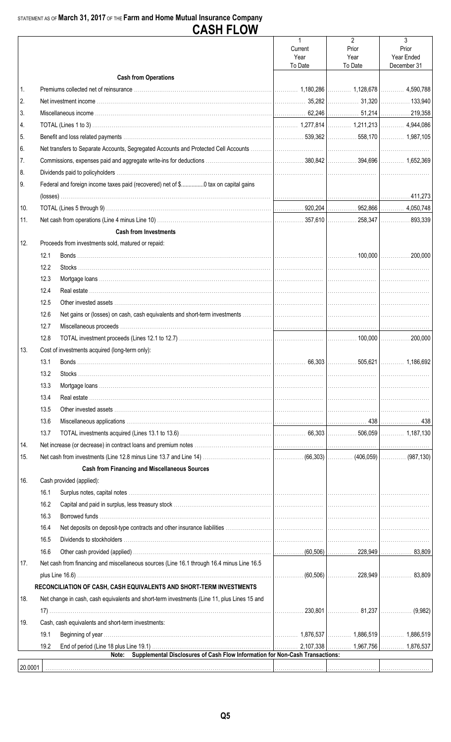STATEMENT AS OF **March 31, 2017** OF THE **Farm and Home Mutual Insurance Company**

# CASH FLOW

| | | 1<br>Current Year To Date | 2<br>Prior Year To Date | 3<br>Prior Year Ended December 31 |
|---|---|---|---|---|
| | **Cash from Operations** | | | |
| 1. | Premiums collected net of reinsurance | 1,180,286 | 1,128,678 | 4,590,788 |
| 2. | Net investment income | 35,282 | 31,320 | 133,940 |
| 3. | Miscellaneous income | 62,246 | 51,214 | 219,358 |
| 4. | TOTAL (Lines 1 to 3) | 1,277,814 | 1,211,213 | 4,944,086 |
| 5. | Benefit and loss related payments | 539,362 | 558,170 | 1,987,105 |
| 6. | Net transfers to Separate Accounts, Segregated Accounts and Protected Cell Accounts | | | |
| 7. | Commissions, expenses paid and aggregate write-ins for deductions | 380,842 | 394,696 | 1,652,369 |
| 8. | Dividends paid to policyholders | | | |
| 9. | Federal and foreign income taxes paid (recovered) net of $..............0 tax on capital gains (losses) | | | 411,273 |
| 10. | TOTAL (Lines 5 through 9) | 920,204 | 952,866 | 4,050,748 |
| 11. | Net cash from operations (Line 4 minus Line 10) | 357,610 | 258,347 | 893,339 |
| | **Cash from Investments** | | | |
| 12. | Proceeds from investments sold, matured or repaid: | | | |
| | 12.1 Bonds | | 100,000 | 200,000 |
| | 12.2 Stocks | | | |
| | 12.3 Mortgage loans | | | |
| | 12.4 Real estate | | | |
| | 12.5 Other invested assets | | | |
| | 12.6 Net gains or (losses) on cash, cash equivalents and short-term investments | | | |
| | 12.7 Miscellaneous proceeds | | | |
| | 12.8 TOTAL investment proceeds (Lines 12.1 to 12.7) | | 100,000 | 200,000 |
| 13. | Cost of investments acquired (long-term only): | | | |
| | 13.1 Bonds | 66,303 | 505,621 | 1,186,692 |
| | 13.2 Stocks | | | |
| | 13.3 Mortgage loans | | | |
| | 13.4 Real estate | | | |
| | 13.5 Other invested assets | | | |
| | 13.6 Miscellaneous applications | | 438 | 438 |
| | 13.7 TOTAL investments acquired (Lines 13.1 to 13.6) | 66,303 | 506,059 | 1,187,130 |
| 14. | Net increase (or decrease) in contract loans and premium notes | | | |
| 15. | Net cash from investments (Line 12.8 minus Line 13.7 and Line 14) | (66,303) | (406,059) | (987,130) |
| | **Cash from Financing and Miscellaneous Sources** | | | |
| 16. | Cash provided (applied): | | | |
| | 16.1 Surplus notes, capital notes | | | |
| | 16.2 Capital and paid in surplus, less treasury stock | | | |
| | 16.3 Borrowed funds | | | |
| | 16.4 Net deposits on deposit-type contracts and other insurance liabilities | | | |
| | 16.5 Dividends to stockholders | | | |
| | 16.6 Other cash provided (applied) | (60,506) | 228,949 | 83,809 |
| 17. | Net cash from financing and miscellaneous sources (Line 16.1 through 16.4 minus Line 16.5 plus Line 16.6) | (60,506) | 228,949 | 83,809 |
| | **RECONCILIATION OF CASH, CASH EQUIVALENTS AND SHORT-TERM INVESTMENTS** | | | |
| 18. | Net change in cash, cash equivalents and short-term investments (Line 11, plus Lines 15 and 17) | 230,801 | 81,237 | (9,982) |
| 19. | Cash, cash equivalents and short-term investments: | | | |
| | 19.1 Beginning of year | 1,876,537 | 1,886,519 | 1,886,519 |
| | 19.2 End of period (Line 18 plus Line 19.1) | 2,107,338 | 1,967,756 | 1,876,537 |

**Note: Supplemental Disclosures of Cash Flow Information for Non-Cash Transactions:**

| | | | | |
|---|---|---|---|---|
| 20.0001 | | | | |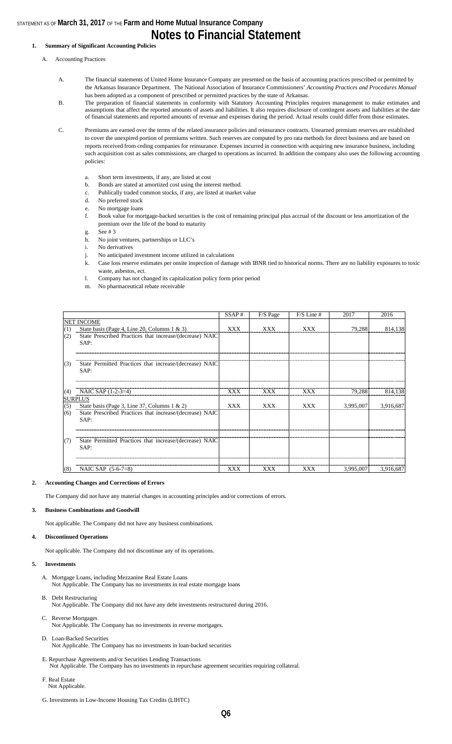# Notes to Financial Statement

## 1. Summary of Significant Accounting Policies

A. Accounting Practices

A. The financial statements of United Home Insurance Company are presented on the basis of accounting practices prescribed or permitted by the Arkansas Insurance Department. The National Association of Insurance Commissioners' *Accounting Practices and Procedures Manual* has been adopted as a component of prescribed or permitted practices by the state of Arkansas.

B. The preparation of financial statements in conformity with Statutory Accounting Principles requires management to make estimates and assumptions that affect the reported amounts of assets and liabilities. It also requires disclosure of contingent assets and liabilities at the date of financial statements and reported amounts of revenue and expenses during the period. Actual results could differ from those estimates.

C. Premiums are earned over the terms of the related insurance policies and reinsurance contracts. Unearned premium reserves are established to cover the unexpired portion of premiums written. Such reserves are computed by pro rata methods for direct business and are based on reports received from ceding companies for reinsurance. Expenses incurred in connection with acquiring new insurance business, including such acquisition cost as sales commissions, are charged to operations as incurred. In addition the company also uses the following accounting policies:

a. Short term investments, if any, are listed at cost
b. Bonds are stated at amortized cost using the interest method.
c. Publically traded common stocks, if any, are listed at market value
d. No preferred stock
e. No mortgage loans
f. Book value for mortgage-backed securities is the cost of remaining principal plus accrual of the discount or less amortization of the premium over the life of the bond to maturity
g. See # 3
h. No joint ventures, partnerships or LLC's
i. No derivatives
j. No anticipated investment income utilized in calculations
k. Case loss reserve estimates per onsite inspection of damage with IBNR tied to historical norms. There are no liability exposures to toxic waste, asbestos, ect.
l. Company has not changed its capitalization policy form prior period
m. No pharmaceutical rebate receivable

| | | SSAP # | F/S Page | F/S Line # | 2017 | 2016 |
|---|---|---|---|---|---|---|
| NET INCOME | | | | | | |
| (1) | State basis (Page 4, Line 20, Columns 1 & 3) | XXX | XXX | XXX | 79,288 | 814,138 |
| (2) | State Prescribed Practices that increase/(decrease) NAIC SAP: | | | | | |
| | | | | | | |
| (3) | State Permitted Practices that increase/(decrease) NAIC SAP: | | | | | |
| | | | | | | |
| (4) | NAIC SAP (1-2-3=4) | XXX | XXX | XXX | 79,288 | 814,138 |
| SURPLUS | | | | | | |
| (5) | State basis (Page 3, Line 37, Columns 1 & 2) | XXX | XXX | XXX | 3,995,007 | 3,916,687 |
| (6) | State Prescribed Practices that increase/(decrease) NAIC SAP: | | | | | |
| | | | | | | |
| (7) | State Permitted Practices that increase/(decrease) NAIC SAP: | | | | | |
| | | | | | | |
| (8) | NAIC SAP (5-6-7=8) | XXX | XXX | XXX | 3,995,007 | 3,916,687 |

## 2. Accounting Changes and Corrections of Errors

The Company did not have any material changes in accounting principles and/or corrections of errors.

## 3. Business Combinations and Goodwill

Not applicable. The Company did not have any business combinations.

## 4. Discontinued Operations

Not applicable. The Company did not discontinue any of its operations.

## 5. Investments

A. Mortgage Loans, including Mezzanine Real Estate Loans
Not Applicable. The Company has no investments in real estate mortgage loans

B. Debt Restructuring
Not Applicable. The Company did not have any debt investments restructured during 2016.

C. Reverse Mortgages
Not Applicable. The Company has no investments in reverse mortgages.

D. Loan-Backed Securities
Not Applicable. The Company has no investments in loan-backed securities

E. Repurchase Agreements and/or Securities Lending Transactions
Not Applicable. The Company has no investments in repurchase agreement securities requiring collateral.

F. Real Estate
Not Applicable.

G. Investments in Low-Income Housing Tax Credits (LIHTC)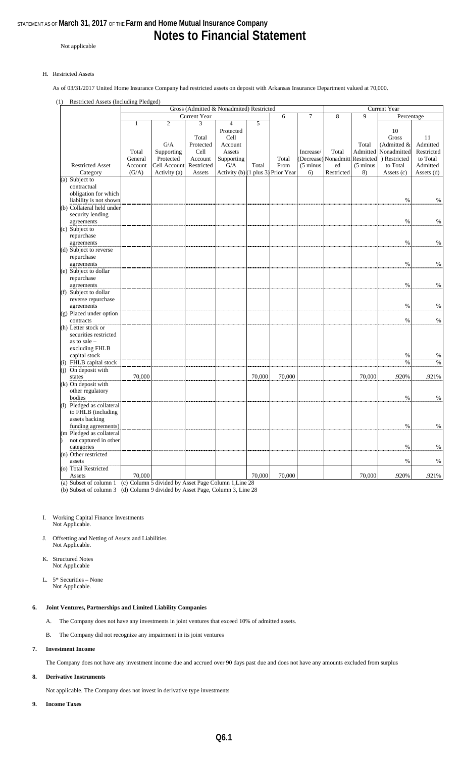Not applicable

H. Restricted Assets

As of 03/31/2017 United Home Insurance Company had restricted assets on deposit with Arkansas Insurance Department valued at 70,000.

(1) Restricted Assets (Including Pledged)

| | Gross (Admitted & Nonadmitted) Restricted | | | | | | | Current Year | | | |
|---|---|---|---|---|---|---|---|---|---|---|---|
| | Current Year | | | | | 6 | 7 | 8 | 9 | Percentage | |
| Restricted Asset Category | 1<br>Total General Account (G/A) | 2<br>G/A Supporting Protected Cell Account Activity (a) | 3<br>Total Protected Cell Account Restricted Assets | 4<br>Protected Cell Account Assets Supporting G/A Activity (b) | 5<br>Total (1 plus 3) | Total From Prior Year | Increase/ (Decrease) (5 minus 6) | Total Nonadmitted Restricted | Total Admitted Restricted (5 minus 8) | 10<br>Gross (Admitted & Nonadmitted) Restricted to Total Assets (c) | 11<br>Admitted Restricted to Total Admitted Assets (d) |
| (a) Subject to contractual obligation for which liability is not shown | | | | | | | | | | % | % |
| (b) Collateral held under security lending agreements | | | | | | | | | | % | % |
| (c) Subject to repurchase agreements | | | | | | | | | | % | % |
| (d) Subject to reverse repurchase agreements | | | | | | | | | | % | % |
| (e) Subject to dollar repurchase agreements | | | | | | | | | | % | % |
| (f) Subject to dollar reverse repurchase agreements | | | | | | | | | | % | % |
| (g) Placed under option contracts | | | | | | | | | | % | % |
| (h) Letter stock or securities restricted as to sale – excluding FHLB capital stock | | | | | | | | | | % | % |
| (i) FHLB capital stock | | | | | | | | | | % | % |
| (j) On deposit with states | 70,000 | | | | 70,000 | 70,000 | | | 70,000 | .920% | .921% |
| (k) On deposit with other regulatory bodies | | | | | | | | | | % | % |
| (l) Pledged as collateral to FHLB (including assets backing funding agreements) | | | | | | | | | | % | % |
| (m) Pledged as collateral not captured in other categories | | | | | | | | | | % | % |
| (n) Other restricted assets | | | | | | | | | | % | % |
| (o) Total Restricted Assets | 70,000 | | | | 70,000 | 70,000 | | | 70,000 | .920% | .921% |

(a) Subset of column 1 (c) Column 5 divided by Asset Page Column 1,Line 28

(b) Subset of column 3 (d) Column 9 divided by Asset Page, Column 3, Line 28

I. Working Capital Finance Investments
Not Applicable.

J. Offsetting and Netting of Assets and Liabilities
Not Applicable.

K. Structured Notes
Not Applicable

L. 5* Securities – None
Not Applicable.

## 6. Joint Ventures, Partnerships and Limited Liability Companies

A. The Company does not have any investments in joint ventures that exceed 10% of admitted assets.

B. The Company did not recognize any impairment in its joint ventures

## 7. Investment Income

The Company does not have any investment income due and accrued over 90 days past due and does not have any amounts excluded from surplus

## 8. Derivative Instruments

Not applicable. The Company does not invest in derivative type investments

## 9. Income Taxes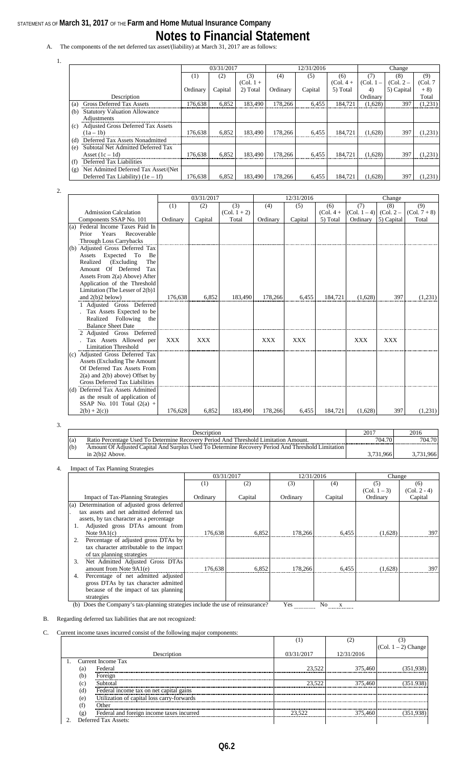STATEMENT AS OF **March 31, 2017** OF THE **Farm and Home Mutual Insurance Company**

# Notes to Financial Statement

A. The components of the net deferred tax asset/(liability) at March 31, 2017 are as follows:

1.

| Description | 03/31/2017 (1) Ordinary | 03/31/2017 (2) Capital | 03/31/2017 (3) (Col. 1 + 2) Total | 12/31/2016 (4) Ordinary | 12/31/2016 (5) Capital | 12/31/2016 (6) (Col. 4 + 5) Total | Change (7) (Col. 1 – 4) Ordinary | Change (8) (Col. 2 – 5) Capital | Change (9) (Col. 7 + 8) Total |
|---|---|---|---|---|---|---|---|---|---|
| (a) Gross Deferred Tax Assets | 176,638 | 6,852 | 183,490 | 178,266 | 6,455 | 184,721 | (1,628) | 397 | (1,231) |
| (b) Statutory Valuation Allowance Adjustments | | | | | | | | | |
| (c) Adjusted Gross Deferred Tax Assets (1a – 1b) | 176,638 | 6,852 | 183,490 | 178,266 | 6,455 | 184,721 | (1,628) | 397 | (1,231) |
| (d) Deferred Tax Assets Nonadmitted | | | | | | | | | |
| (e) Subtotal Net Admitted Deferred Tax Asset (1c – 1d) | 176,638 | 6,852 | 183,490 | 178,266 | 6,455 | 184,721 | (1,628) | 397 | (1,231) |
| (f) Deferred Tax Liabilities | | | | | | | | | |
| (g) Net Admitted Deferred Tax Asset/(Net Deferred Tax Liability) (1e – 1f) | 176,638 | 6,852 | 183,490 | 178,266 | 6,455 | 184,721 | (1,628) | 397 | (1,231) |

2.

| Admission Calculation Components SSAP No. 101 | 03/31/2017 (1) Ordinary | 03/31/2017 (2) Capital | 03/31/2017 (3) (Col. 1 + 2) Total | 12/31/2016 (4) Ordinary | 12/31/2016 (5) Capital | 12/31/2016 (6) (Col. 4 + 5) Total | Change (7) (Col. 1 – 4) Ordinary | Change (8) (Col. 2 – 5) Capital | Change (9) (Col. 7 + 8) Total |
|---|---|---|---|---|---|---|---|---|---|
| (a) Federal Income Taxes Paid In Prior Years Recoverable Through Loss Carrybacks | | | | | | | | | |
| (b) Adjusted Gross Deferred Tax Assets Expected To Be Realized (Excluding The Amount Of Deferred Tax Assets From 2(a) Above) After Application of the Threshold Limitation (The Lesser of 2(b)1 and 2(b)2 below) | 176,638 | 6,852 | 183,490 | 178,266 | 6,455 | 184,721 | (1,628) | 397 | (1,231) |
| 1. Adjusted Gross Deferred Tax Assets Expected to be Realized Following the Balance Sheet Date | | | | | | | | | |
| 2. Adjusted Gross Deferred Tax Assets Allowed per Limitation Threshold | XXX | XXX | | XXX | XXX | | XXX | XXX | |
| (c) Adjusted Gross Deferred Tax Assets (Excluding The Amount Of Deferred Tax Assets From 2(a) and 2(b) above) Offset by Gross Deferred Tax Liabilities | | | | | | | | | |
| (d) Deferred Tax Assets Admitted as the result of application of SSAP No. 101 Total (2(a) + 2(b) + 2(c)) | 176,628 | 6,852 | 183,490 | 178,266 | 6,455 | 184,721 | (1,628) | 397 | (1,231) |

3.

| | Description | 2017 | 2016 |
|---|---|---|---|
| (a) | Ratio Percentage Used To Determine Recovery Period And Threshold Limitation Amount. | 704.70 | 704.70 |
| (b) | Amount Of Adjusted Capital And Surplus Used To Determine Recovery Period And Threshold Limitation in 2(b)2 Above. | 3,731,966 | 3,731,966 |

4. Impact of Tax Planning Strategies

| Impact of Tax-Planning Strategies | 03/31/2017 (1) Ordinary | 03/31/2017 (2) Capital | 12/31/2016 (3) Ordinary | 12/31/2016 (4) Capital | Change (5) (Col. 1 – 3) Ordinary | Change (6) (Col. 2 - 4) Capital |
|---|---|---|---|---|---|---|
| (a) Determination of adjusted gross deferred tax assets and net admitted deferred tax assets, by tax character as a percentage | | | | | | |
| 1. Adjusted gross DTAs amount from Note 9A1(c) | 176,638 | 6,852 | 178,266 | 6,455 | (1,628) | 397 |
| 2. Percentage of adjusted gross DTAs by tax character attributable to the impact of tax planning strategies | | | | | | |
| 3. Net Admitted Adjusted Gross DTAs amount from Note 9A1(e) | 176,638 | 6,852 | 178,266 | 6,455 | (1,628) | 397 |
| 4. Percentage of net admitted adjusted gross DTAs by tax character admitted because of the impact of tax planning strategies | | | | | | |

(b) Does the Company's tax-planning strategies include the use of reinsurance? Yes ____ No __x__

B. Regarding deferred tax liabilities that are not recognized:

C. Current income taxes incurred consist of the following major components:

| Description | (1) 03/31/2017 | (2) 12/31/2016 | (3) (Col. 1 – 2) Change |
|---|---|---|---|
| 1. Current Income Tax | | | |
| (a) Federal | 23,522 | 375,460 | (351,938) |
| (b) Foreign | | | |
| (c) Subtotal | 23,522 | 375,460 | (351,938) |
| (d) Federal income tax on net capital gains | | | |
| (e) Utilization of capital loss carry-forwards | | | |
| (f) Other | | | |
| (g) Federal and foreign income taxes incurred | 23,522 | 375,460 | (351,938) |
| 2. Deferred Tax Assets: | | | |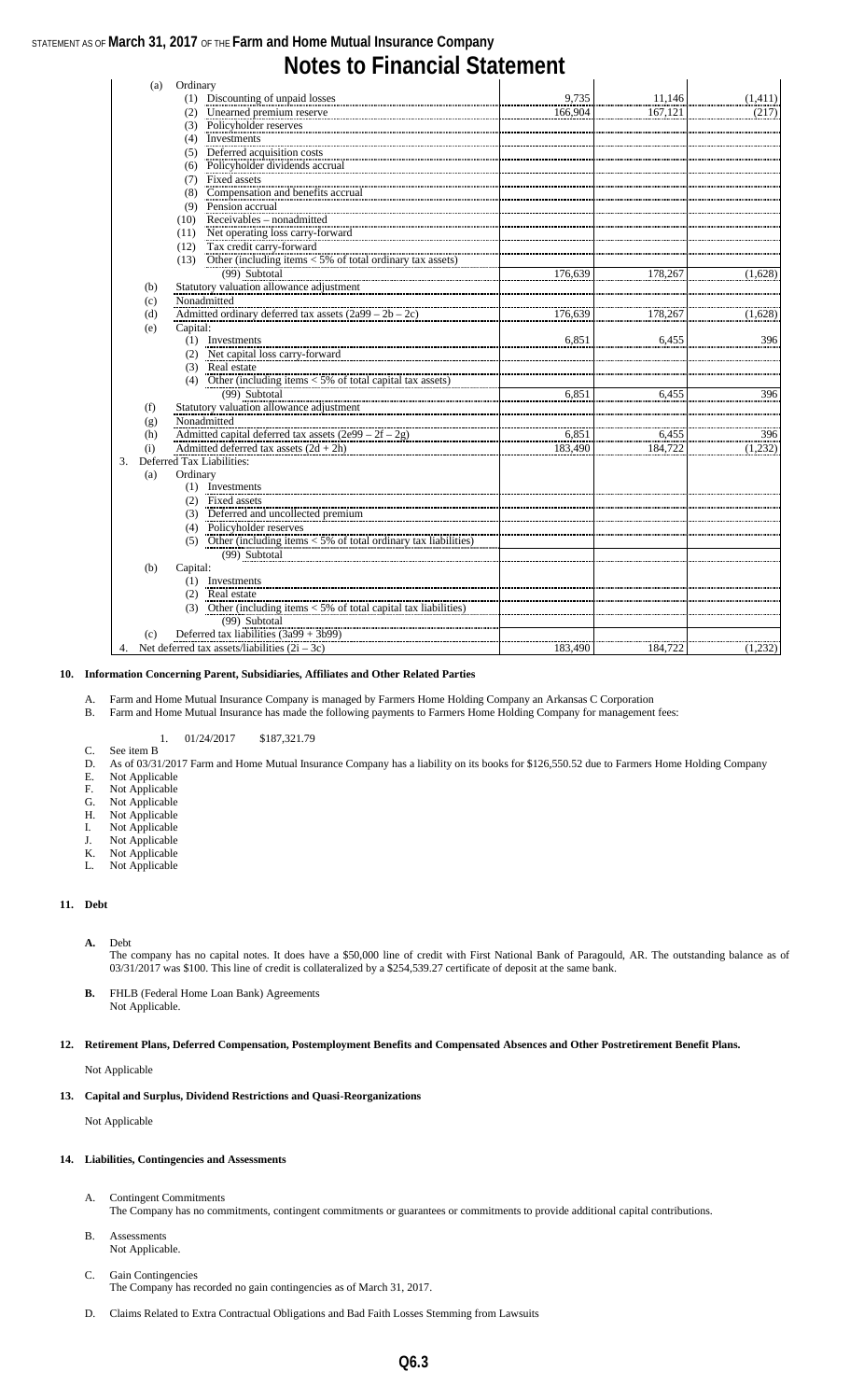# Notes to Financial Statement

| | | | | |
|---|---|---|---|---|
| (a) | Ordinary | | | |
| | (1) Discounting of unpaid losses | 9,735 | 11,146 | (1,411) |
| | (2) Unearned premium reserve | 166,904 | 167,121 | (217) |
| | (3) Policyholder reserves | | | |
| | (4) Investments | | | |
| | (5) Deferred acquisition costs | | | |
| | (6) Policyholder dividends accrual | | | |
| | (7) Fixed assets | | | |
| | (8) Compensation and benefits accrual | | | |
| | (9) Pension accrual | | | |
| | (10) Receivables – nonadmitted | | | |
| | (11) Net operating loss carry-forward | | | |
| | (12) Tax credit carry-forward | | | |
| | (13) Other (including items < 5% of total ordinary tax assets) | | | |
| | (99) Subtotal | 176,639 | 178,267 | (1,628) |
| (b) | Statutory valuation allowance adjustment | | | |
| (c) | Nonadmitted | | | |
| (d) | Admitted ordinary deferred tax assets (2a99 – 2b – 2c) | 176,639 | 178,267 | (1,628) |
| (e) | Capital: | | | |
| | (1) Investments | 6,851 | 6,455 | 396 |
| | (2) Net capital loss carry-forward | | | |
| | (3) Real estate | | | |
| | (4) Other (including items < 5% of total capital tax assets) | | | |
| | (99) Subtotal | 6,851 | 6,455 | 396 |
| (f) | Statutory valuation allowance adjustment | | | |
| (g) | Nonadmitted | | | |
| (h) | Admitted capital deferred tax assets (2e99 – 2f – 2g) | 6,851 | 6,455 | 396 |
| (i) | Admitted deferred tax assets (2d + 2h) | 183,490 | 184,722 | (1,232) |
| 3. | Deferred Tax Liabilities: | | | |
| (a) | Ordinary | | | |
| | (1) Investments | | | |
| | (2) Fixed assets | | | |
| | (3) Deferred and uncollected premium | | | |
| | (4) Policyholder reserves | | | |
| | (5) Other (including items < 5% of total ordinary tax liabilities) | | | |
| | (99) Subtotal | | | |
| (b) | Capital: | | | |
| | (1) Investments | | | |
| | (2) Real estate | | | |
| | (3) Other (including items < 5% of total capital tax liabilities) | | | |
| | (99) Subtotal | | | |
| (c) | Deferred tax liabilities (3a99 + 3b99) | | | |
| 4. | Net deferred tax assets/liabilities (2i – 3c) | 183,490 | 184,722 | (1,232) |

## 10. Information Concerning Parent, Subsidiaries, Affiliates and Other Related Parties

A. Farm and Home Mutual Insurance Company is managed by Farmers Home Holding Company an Arkansas C Corporation

B. Farm and Home Mutual Insurance has made the following payments to Farmers Home Holding Company for management fees:

1. 01/24/2017 $187,321.79

C. See item B

D. As of 03/31/2017 Farm and Home Mutual Insurance Company has a liability on its books for $126,550.52 due to Farmers Home Holding Company

E. Not Applicable

F. Not Applicable

G. Not Applicable

H. Not Applicable

I. Not Applicable

J. Not Applicable

K. Not Applicable

L. Not Applicable

## 11. Debt

**A.** Debt

The company has no capital notes. It does have a $50,000 line of credit with First National Bank of Paragould, AR. The outstanding balance as of 03/31/2017 was $100. This line of credit is collateralized by a $254,539.27 certificate of deposit at the same bank.

**B.** FHLB (Federal Home Loan Bank) Agreements

Not Applicable.

## 12. Retirement Plans, Deferred Compensation, Postemployment Benefits and Compensated Absences and Other Postretirement Benefit Plans.

Not Applicable

## 13. Capital and Surplus, Dividend Restrictions and Quasi-Reorganizations

Not Applicable

## 14. Liabilities, Contingencies and Assessments

A. Contingent Commitments

The Company has no commitments, contingent commitments or guarantees or commitments to provide additional capital contributions.

B. Assessments

Not Applicable.

C. Gain Contingencies

The Company has recorded no gain contingencies as of March 31, 2017.

D. Claims Related to Extra Contractual Obligations and Bad Faith Losses Stemming from Lawsuits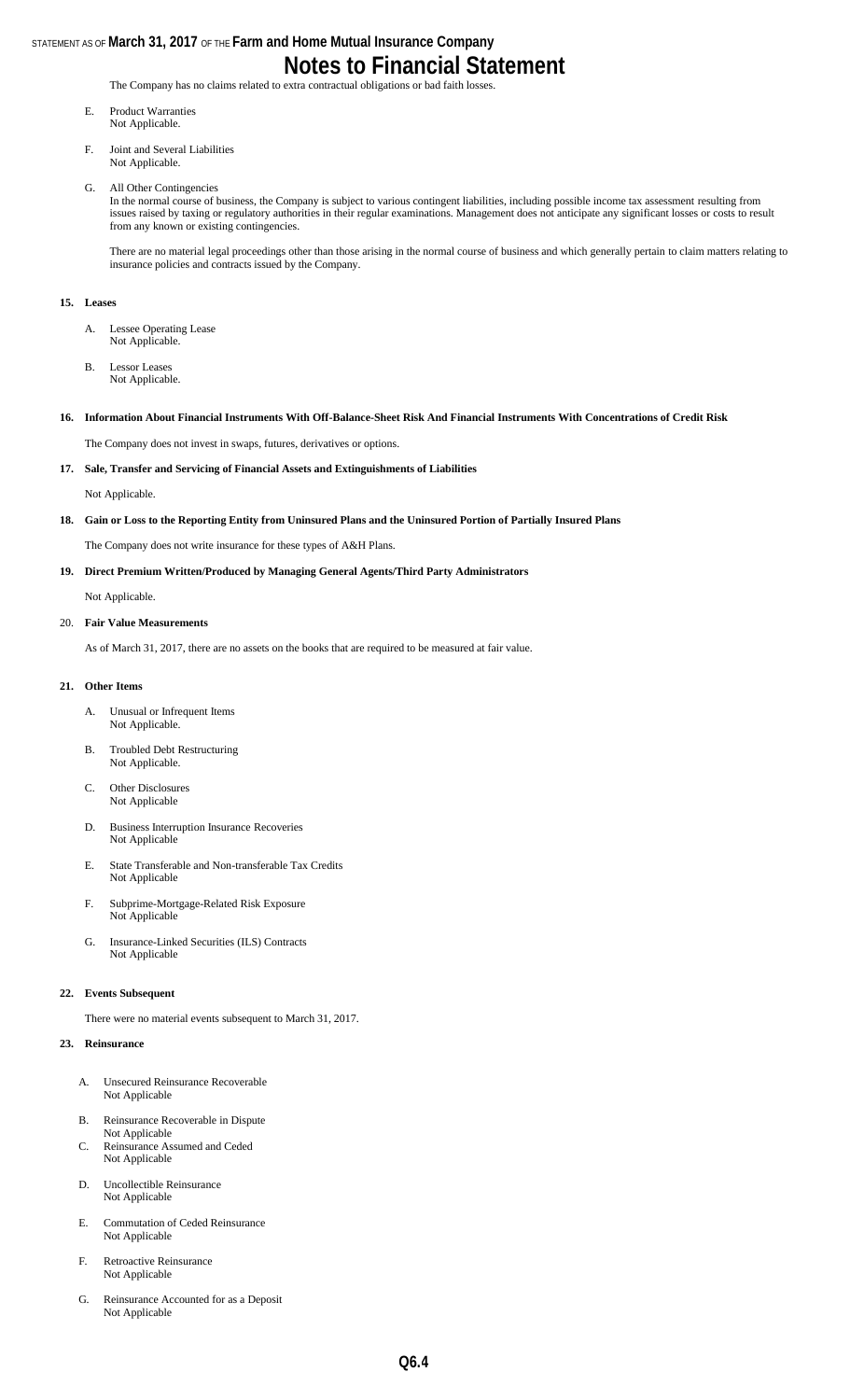The Company has no claims related to extra contractual obligations or bad faith losses.

E. Product Warranties
Not Applicable.

F. Joint and Several Liabilities
Not Applicable.

G. All Other Contingencies
In the normal course of business, the Company is subject to various contingent liabilities, including possible income tax assessment resulting from issues raised by taxing or regulatory authorities in their regular examinations. Management does not anticipate any significant losses or costs to result from any known or existing contingencies.

There are no material legal proceedings other than those arising in the normal course of business and which generally pertain to claim matters relating to insurance policies and contracts issued by the Company.

**15. Leases**

A. Lessee Operating Lease
Not Applicable.

B. Lessor Leases
Not Applicable.

**16. Information About Financial Instruments With Off-Balance-Sheet Risk And Financial Instruments With Concentrations of Credit Risk**

The Company does not invest in swaps, futures, derivatives or options.

**17. Sale, Transfer and Servicing of Financial Assets and Extinguishments of Liabilities**

Not Applicable.

**18. Gain or Loss to the Reporting Entity from Uninsured Plans and the Uninsured Portion of Partially Insured Plans**

The Company does not write insurance for these types of A&H Plans.

**19. Direct Premium Written/Produced by Managing General Agents/Third Party Administrators**

Not Applicable.

20. **Fair Value Measurements**

As of March 31, 2017, there are no assets on the books that are required to be measured at fair value.

**21. Other Items**

A. Unusual or Infrequent Items
Not Applicable.

B. Troubled Debt Restructuring
Not Applicable.

C. Other Disclosures
Not Applicable

D. Business Interruption Insurance Recoveries
Not Applicable

E. State Transferable and Non-transferable Tax Credits
Not Applicable

F. Subprime-Mortgage-Related Risk Exposure
Not Applicable

G. Insurance-Linked Securities (ILS) Contracts
Not Applicable

**22. Events Subsequent**

There were no material events subsequent to March 31, 2017.

**23. Reinsurance**

A. Unsecured Reinsurance Recoverable
Not Applicable

B. Reinsurance Recoverable in Dispute
Not Applicable

C. Reinsurance Assumed and Ceded
Not Applicable

D. Uncollectible Reinsurance
Not Applicable

E. Commutation of Ceded Reinsurance
Not Applicable

F. Retroactive Reinsurance
Not Applicable

G. Reinsurance Accounted for as a Deposit
Not Applicable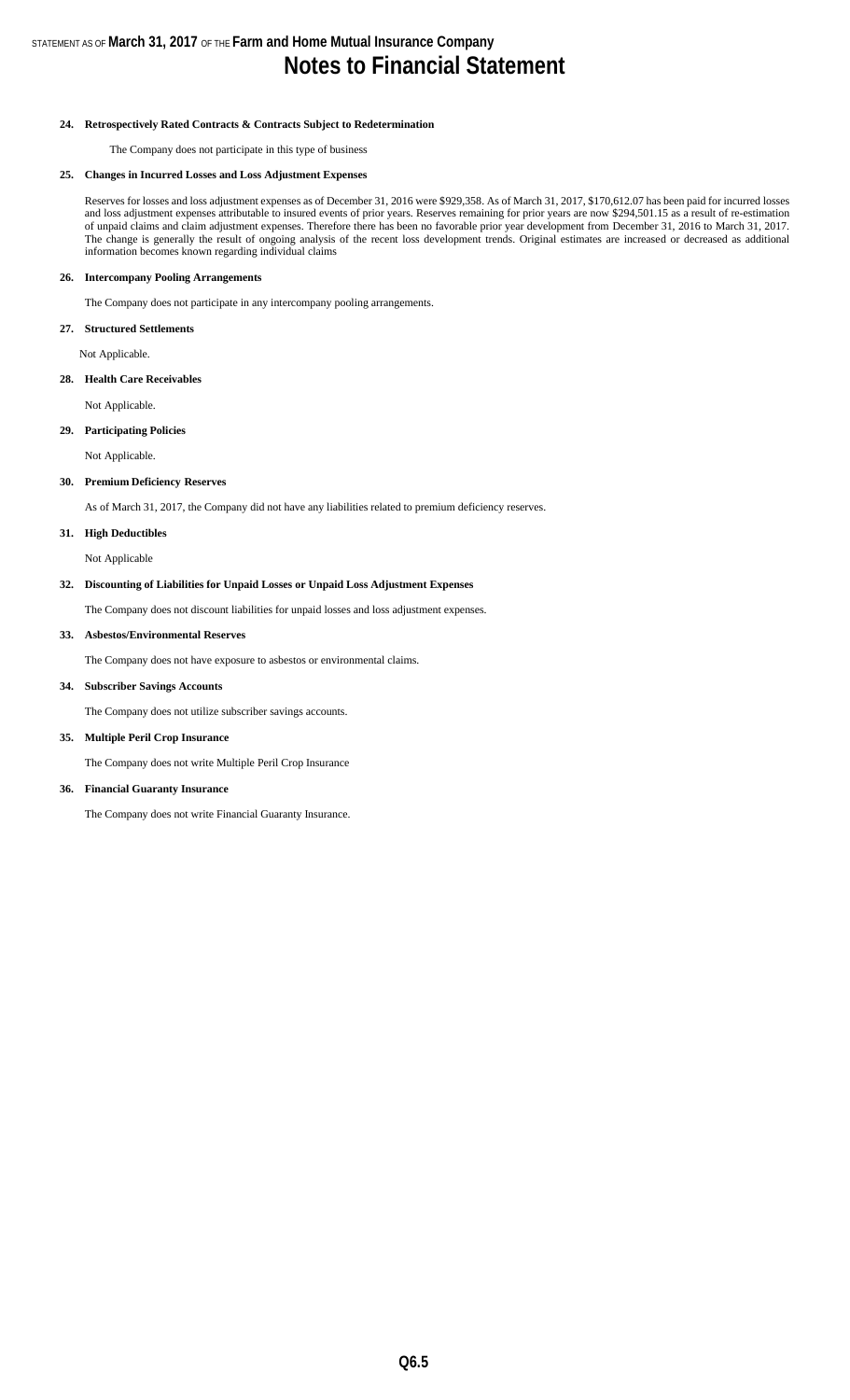# Notes to Financial Statement

**24. Retrospectively Rated Contracts & Contracts Subject to Redetermination**

The Company does not participate in this type of business

**25. Changes in Incurred Losses and Loss Adjustment Expenses**

Reserves for losses and loss adjustment expenses as of December 31, 2016 were $929,358. As of March 31, 2017, $170,612.07 has been paid for incurred losses and loss adjustment expenses attributable to insured events of prior years. Reserves remaining for prior years are now $294,501.15 as a result of re-estimation of unpaid claims and claim adjustment expenses. Therefore there has been no favorable prior year development from December 31, 2016 to March 31, 2017. The change is generally the result of ongoing analysis of the recent loss development trends. Original estimates are increased or decreased as additional information becomes known regarding individual claims

**26. Intercompany Pooling Arrangements**

The Company does not participate in any intercompany pooling arrangements.

**27. Structured Settlements**

Not Applicable.

**28. Health Care Receivables**

Not Applicable.

**29. Participating Policies**

Not Applicable.

**30. Premium Deficiency Reserves**

As of March 31, 2017, the Company did not have any liabilities related to premium deficiency reserves.

**31. High Deductibles**

Not Applicable

**32. Discounting of Liabilities for Unpaid Losses or Unpaid Loss Adjustment Expenses**

The Company does not discount liabilities for unpaid losses and loss adjustment expenses.

**33. Asbestos/Environmental Reserves**

The Company does not have exposure to asbestos or environmental claims.

**34. Subscriber Savings Accounts**

The Company does not utilize subscriber savings accounts.

**35. Multiple Peril Crop Insurance**

The Company does not write Multiple Peril Crop Insurance

**36. Financial Guaranty Insurance**

The Company does not write Financial Guaranty Insurance.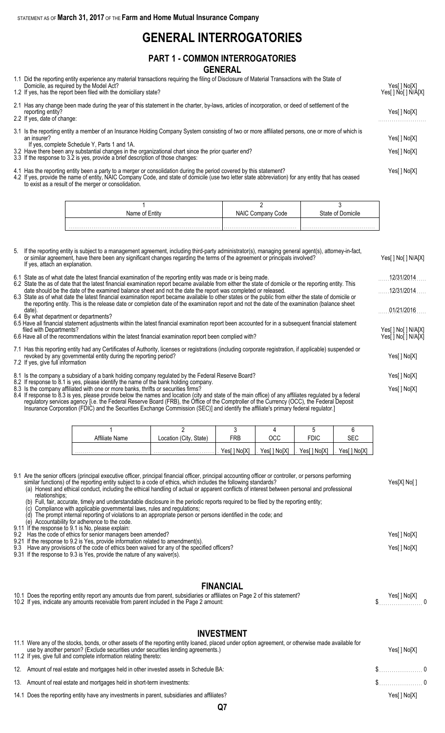STATEMENT AS OF **March 31, 2017** OF THE **Farm and Home Mutual Insurance Company**

# GENERAL INTERROGATORIES

## PART 1 - COMMON INTERROGATORIES

### GENERAL

1.1 Did the reporting entity experience any material transactions requiring the filing of Disclosure of Material Transactions with the State of Domicile, as required by the Model Act? Yes[ ] No[X]

1.2 If yes, has the report been filed with the domiciliary state? Yes[ ] No[ ] N/A[X]

2.1 Has any change been made during the year of this statement in the charter, by-laws, articles of incorporation, or deed of settlement of the reporting entity? Yes[ ] No[X]

2.2 If yes, date of change: ........................

3.1 Is the reporting entity a member of an Insurance Holding Company System consisting of two or more affiliated persons, one or more of which is an insurer? Yes[ ] No[X]

If yes, complete Schedule Y, Parts 1 and 1A.

3.2 Have there been any substantial changes in the organizational chart since the prior quarter end? Yes[ ] No[X]

3.3 If the response to 3.2 is yes, provide a brief description of those changes:

4.1 Has the reporting entity been a party to a merger or consolidation during the period covered by this statement? Yes[ ] No[X]

4.2 If yes, provide the name of entity, NAIC Company Code, and state of domicile (use two letter state abbreviation) for any entity that has ceased to exist as a result of the merger or consolidation.

| 1<br>Name of Entity | 2<br>NAIC Company Code | 3<br>State of Domicile |
|---|---|---|
| | | |

5. If the reporting entity is subject to a management agreement, including third-party administrator(s), managing general agent(s), attorney-in-fact, or similar agreement, have there been any significant changes regarding the terms of the agreement or principals involved? Yes[ ] No[ ] N/A[X]

If yes, attach an explanation.

6.1 State as of what date the latest financial examination of the reporting entity was made or is being made. 12/31/2014

6.2 State the as of date that the latest financial examination report became available from either the state of domicile or the reporting entity. This date should be the date of the examined balance sheet and not the date the report was completed or released. 12/31/2014

6.3 State as of what date the latest financial examination report became available to other states or the public from either the state of domicile or the reporting entity. This is the release date or completion date of the examination report and not the date of the examination (balance sheet date). 01/21/2016

6.4 By what department or departments?

6.5 Have all financial statement adjustments within the latest financial examination report been accounted for in a subsequent financial statement filed with Departments? Yes[ ] No[ ] N/A[X]

6.6 Have all of the recommendations within the latest financial examination report been complied with? Yes[ ] No[ ] N/A[X]

7.1 Has this reporting entity had any Certificates of Authority, licenses or registrations (including corporate registration, if applicable) suspended or revoked by any governmental entity during the reporting period? Yes[ ] No[X]

7.2 If yes, give full information

8.1 Is the company a subsidiary of a bank holding company regulated by the Federal Reserve Board? Yes[ ] No[X]

8.2 If response to 8.1 is yes, please identify the name of the bank holding company.

8.3 Is the company affiliated with one or more banks, thrifts or securities firms? Yes[ ] No[X]

8.4 If response to 8.3 is yes, please provide below the names and location (city and state of the main office) of any affiliates regulated by a federal regulatory services agency [i.e. the Federal Reserve Board (FRB), the Office of the Comptroller of the Currency (OCC), the Federal Deposit Insurance Corporation (FDIC) and the Securities Exchange Commission (SEC)] and identify the affiliate's primary federal regulator.]

| 1<br>Affiliate Name | 2<br>Location (City, State) | 3<br>FRB | 4<br>OCC | 5<br>FDIC | 6<br>SEC |
|---|---|---|---|---|---|
| | | Yes[ ] No[X] | Yes[ ] No[X] | Yes[ ] No[X] | Yes[ ] No[X] |

9.1 Are the senior officers (principal executive officer, principal financial officer, principal accounting officer or controller, or persons performing similar functions) of the reporting entity subject to a code of ethics, which includes the following standards? Yes[X] No[ ]

(a) Honest and ethical conduct, including the ethical handling of actual or apparent conflicts of interest between personal and professional relationships;

(b) Full, fair, accurate, timely and understandable disclosure in the periodic reports required to be filed by the reporting entity;

(c) Compliance with applicable governmental laws, rules and regulations;

(d) The prompt internal reporting of violations to an appropriate person or persons identified in the code; and

(e) Accountability for adherence to the code.

9.11 If the response to 9.1 is No, please explain:

9.2 Has the code of ethics for senior managers been amended? Yes[ ] No[X]

9.21 If the response to 9.2 is Yes, provide information related to amendment(s).

9.3 Have any provisions of the code of ethics been waived for any of the specified officers? Yes[ ] No[X]

9.31 If the response to 9.3 is Yes, provide the nature of any waiver(s).

### FINANCIAL

10.1 Does the reporting entity report any amounts due from parent, subsidiaries or affiliates on Page 2 of this statement? Yes[ ] No[X]

10.2 If yes, indicate any amounts receivable from parent included in the Page 2 amount: $ 0

### INVESTMENT

11.1 Were any of the stocks, bonds, or other assets of the reporting entity loaned, placed under option agreement, or otherwise made available for use by another person? (Exclude securities under securities lending agreements.) Yes[ ] No[X]

11.2 If yes, give full and complete information relating thereto:

12. Amount of real estate and mortgages held in other invested assets in Schedule BA: $ 0

13. Amount of real estate and mortgages held in short-term investments: $ 0

14.1 Does the reporting entity have any investments in parent, subsidiaries and affiliates? Yes[ ] No[X]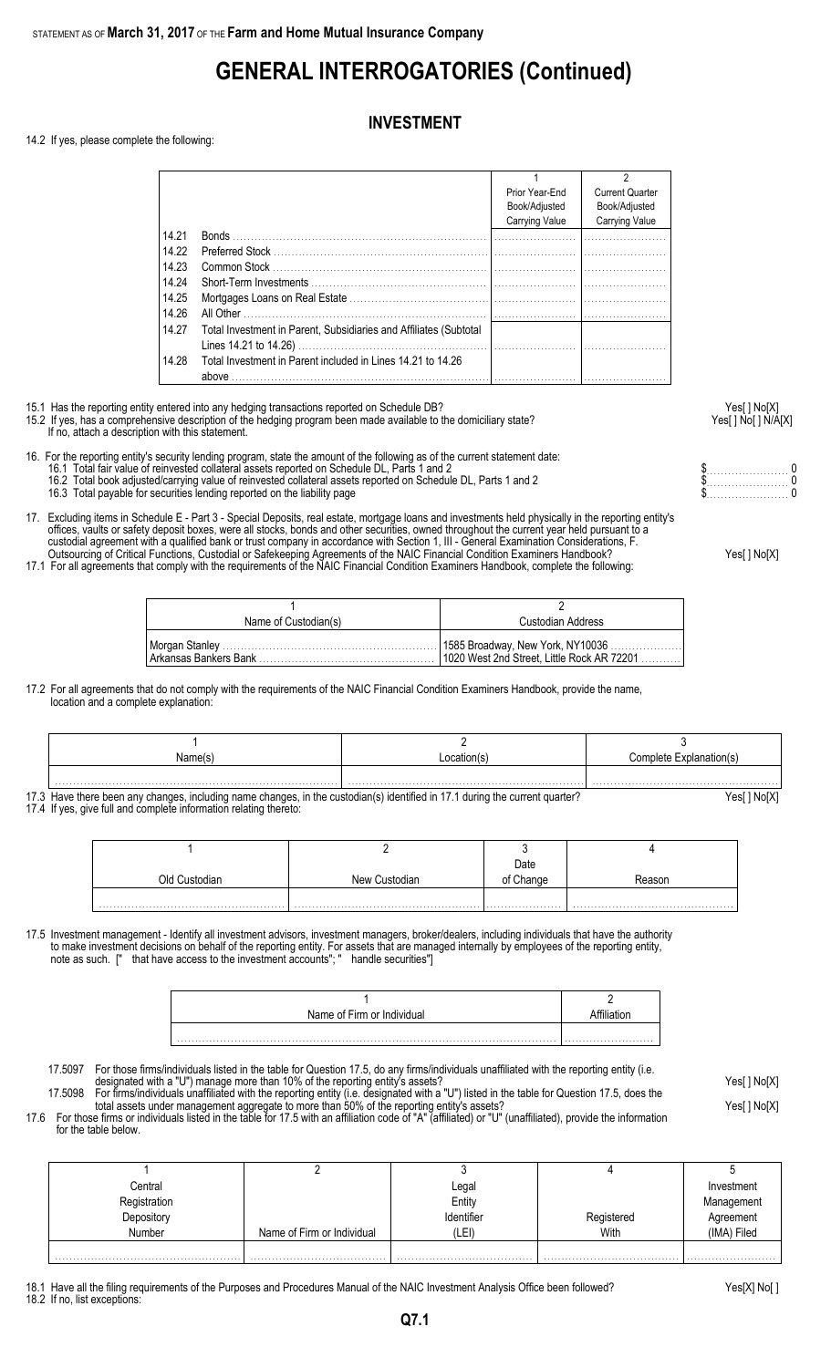STATEMENT AS OF **March 31, 2017** OF THE **Farm and Home Mutual Insurance Company**

# GENERAL INTERROGATORIES (Continued)

## INVESTMENT

14.2 If yes, please complete the following:

| | | 1<br>Prior Year-End<br>Book/Adjusted<br>Carrying Value | 2<br>Current Quarter<br>Book/Adjusted<br>Carrying Value |
|---|---|---|---|
| 14.21 | Bonds | | |
| 14.22 | Preferred Stock | | |
| 14.23 | Common Stock | | |
| 14.24 | Short-Term Investments | | |
| 14.25 | Mortgages Loans on Real Estate | | |
| 14.26 | All Other | | |
| 14.27 | Total Investment in Parent, Subsidiaries and Affiliates (Subtotal Lines 14.21 to 14.26) | | |
| 14.28 | Total Investment in Parent included in Lines 14.21 to 14.26 above | | |

15.1 Has the reporting entity entered into any hedging transactions reported on Schedule DB? Yes[ ] No[X]

15.2 If yes, has a comprehensive description of the hedging program been made available to the domiciliary state? Yes[ ] No[ ] N/A[X]

If no, attach a description with this statement.

16. For the reporting entity's security lending program, state the amount of the following as of the current statement date:

16.1 Total fair value of reinvested collateral assets reported on Schedule DL, Parts 1 and 2 $ 0

16.2 Total book adjusted/carrying value of reinvested collateral assets reported on Schedule DL, Parts 1 and 2 $ 0

16.3 Total payable for securities lending reported on the liability page $ 0

17. Excluding items in Schedule E - Part 3 - Special Deposits, real estate, mortgage loans and investments held physically in the reporting entity's offices, vaults or safety deposit boxes, were all stocks, bonds and other securities, owned throughout the current year held pursuant to a custodial agreement with a qualified bank or trust company in accordance with Section 1, III - General Examination Considerations, F. Outsourcing of Critical Functions, Custodial or Safekeeping Agreements of the NAIC Financial Condition Examiners Handbook? Yes[ ] No[X]

17.1 For all agreements that comply with the requirements of the NAIC Financial Condition Examiners Handbook, complete the following:

| 1<br>Name of Custodian(s) | 2<br>Custodian Address |
|---|---|
| Morgan Stanley | 1585 Broadway, New York, NY10036 |
| Arkansas Bankers Bank | 1020 West 2nd Street, Little Rock AR 72201 |

17.2 For all agreements that do not comply with the requirements of the NAIC Financial Condition Examiners Handbook, provide the name, location and a complete explanation:

| 1<br>Name(s) | 2<br>Location(s) | 3<br>Complete Explanation(s) |
|---|---|---|
| | | |

17.3 Have there been any changes, including name changes, in the custodian(s) identified in 17.1 during the current quarter? Yes[ ] No[X]

17.4 If yes, give full and complete information relating thereto:

| 1<br>Old Custodian | 2<br>New Custodian | 3<br>Date of Change | 4<br>Reason |
|---|---|---|---|
| | | | |

17.5 Investment management - Identify all investment advisors, investment managers, broker/dealers, including individuals that have the authority to make investment decisions on behalf of the reporting entity. For assets that are managed internally by employees of the reporting entity, note as such. [" that have access to the investment accounts"; " handle securities"]

| 1<br>Name of Firm or Individual | 2<br>Affiliation |
|---|---|
| | |

17.5097 For those firms/individuals listed in the table for Question 17.5, do any firms/individuals unaffiliated with the reporting entity (i.e. designated with a "U") manage more than 10% of the reporting entity's assets? Yes[ ] No[X]

17.5098 For firms/individuals unaffiliated with the reporting entity (i.e. designated with a "U") listed in the table for Question 17.5, does the total assets under management aggregate to more than 50% of the reporting entity's assets? Yes[ ] No[X]

17.6 For those firms or individuals listed in the table for 17.5 with an affiliation code of "A" (affiliated) or "U" (unaffiliated), provide the information for the table below.

| 1<br>Central Registration Depository Number | 2<br>Name of Firm or Individual | 3<br>Legal Entity Identifier (LEI) | 4<br>Registered With | 5<br>Investment Management Agreement (IMA) Filed |
|---|---|---|---|---|
| | | | | |

18.1 Have all the filing requirements of the Purposes and Procedures Manual of the NAIC Investment Analysis Office been followed? Yes[X] No[ ]

18.2 If no, list exceptions: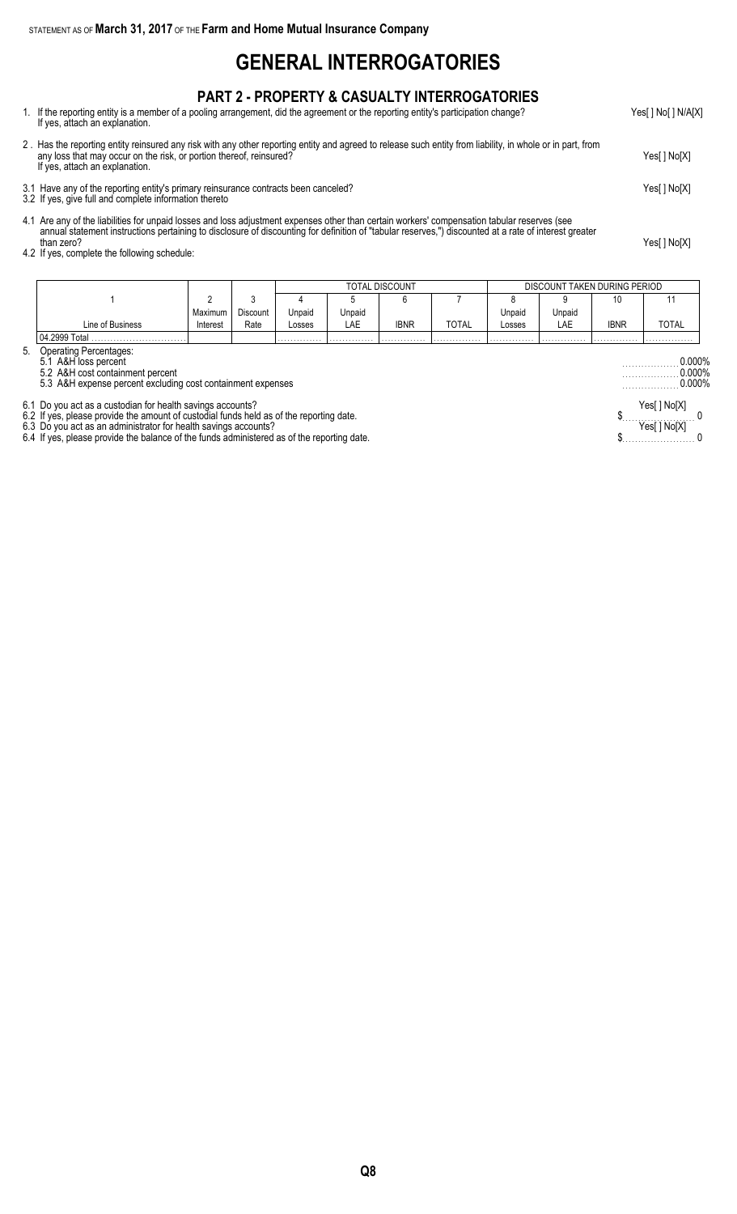STATEMENT AS OF **March 31, 2017** OF THE **Farm and Home Mutual Insurance Company**

# GENERAL INTERROGATORIES

## PART 2 - PROPERTY & CASUALTY INTERROGATORIES

1. If the reporting entity is a member of a pooling arrangement, did the agreement or the reporting entity's participation change? Yes[ ] No[ ] N/A[X]
   If yes, attach an explanation.

2 . Has the reporting entity reinsured any risk with any other reporting entity and agreed to release such entity from liability, in whole or in part, from any loss that may occur on the risk, or portion thereof, reinsured? Yes[ ] No[X]
   If yes, attach an explanation.

3.1 Have any of the reporting entity's primary reinsurance contracts been canceled? Yes[ ] No[X]
3.2 If yes, give full and complete information thereto

4.1 Are any of the liabilities for unpaid losses and loss adjustment expenses other than certain workers' compensation tabular reserves (see annual statement instructions pertaining to disclosure of discounting for definition of "tabular reserves,") discounted at a rate of interest greater than zero? Yes[ ] No[X]
4.2 If yes, complete the following schedule:

| | | | TOTAL DISCOUNT | | | | DISCOUNT TAKEN DURING PERIOD | | | |
|---|---|---|---|---|---|---|---|---|---|---|
| 1 | 2 | 3 | 4 | 5 | 6 | 7 | 8 | 9 | 10 | 11 |
| Line of Business | Maximum Interest | Discount Rate | Unpaid Losses | Unpaid LAE | IBNR | TOTAL | Unpaid Losses | Unpaid LAE | IBNR | TOTAL |
| 04.2999 Total | | | | | | | | | | |

5. Operating Percentages:
   5.1 A&H loss percent 0.000%
   5.2 A&H cost containment percent 0.000%
   5.3 A&H expense percent excluding cost containment expenses 0.000%

6.1 Do you act as a custodian for health savings accounts? Yes[ ] No[X]
6.2 If yes, please provide the amount of custodial funds held as of the reporting date. $ 0
6.3 Do you act as an administrator for health savings accounts? Yes[ ] No[X]
6.4 If yes, please provide the balance of the funds administered as of the reporting date. $ 0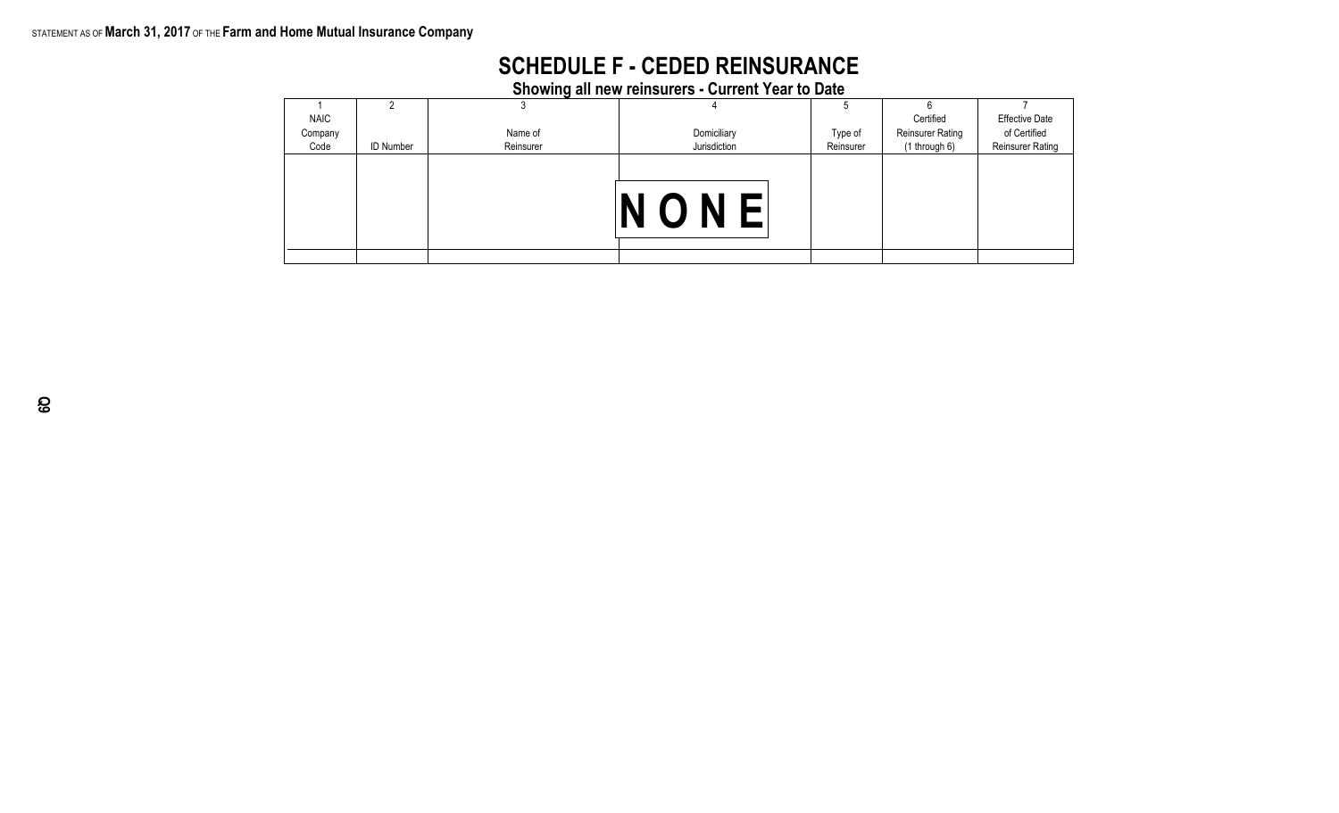# SCHEDULE F - CEDED REINSURANCE

## Showing all new reinsurers - Current Year to Date

| 1<br>NAIC<br>Company<br>Code | 2<br>ID Number | 3<br>Name of<br>Reinsurer | 4<br>Domiciliary<br>Jurisdiction | 5<br>Type of<br>Reinsurer | 6<br>Certified<br>Reinsurer Rating<br>(1 through 6) | 7<br>Effective Date<br>of Certified<br>Reinsurer Rating |
|---|---|---|---|---|---|---|
| | | | NONE | | | |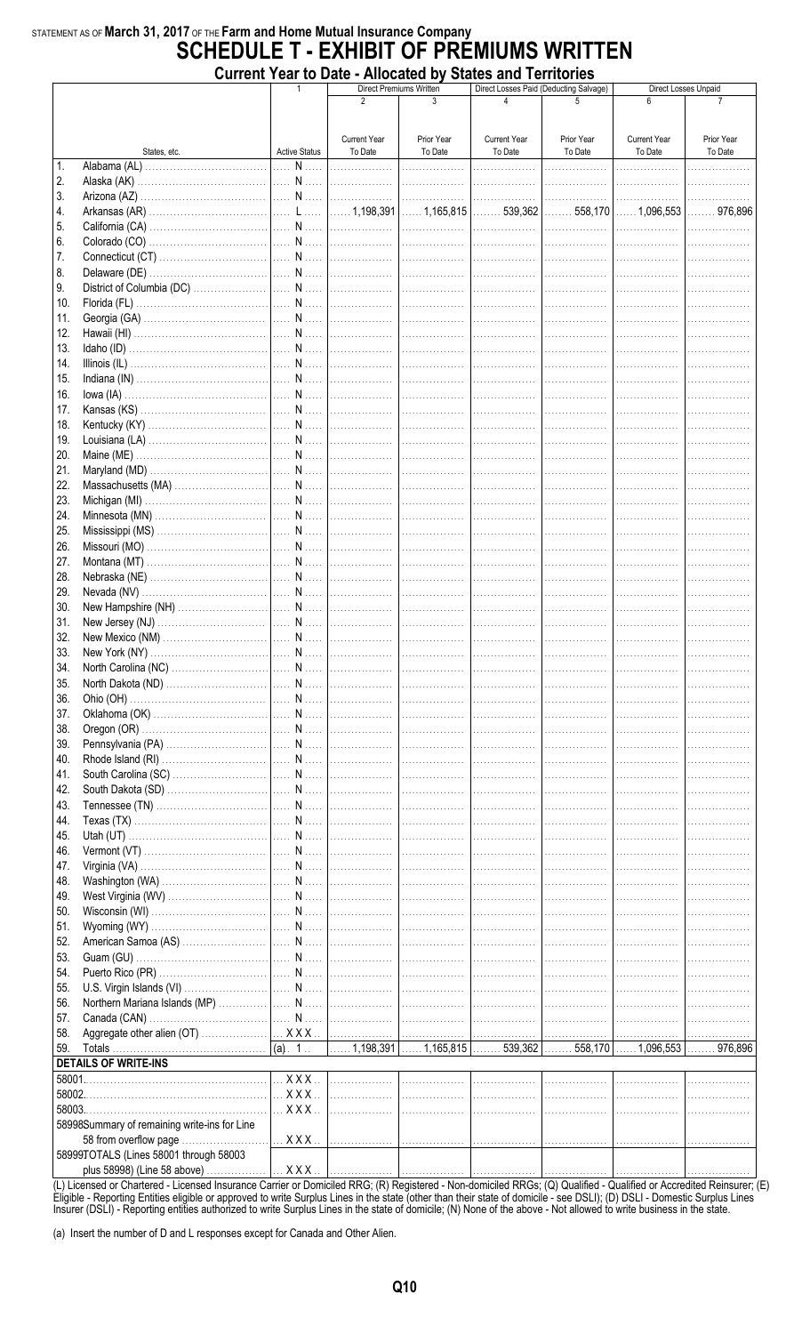STATEMENT AS OF **March 31, 2017** OF THE **Farm and Home Mutual Insurance Company**

# SCHEDULE T - EXHIBIT OF PREMIUMS WRITTEN

## Current Year to Date - Allocated by States and Territories

| | | 1 | Direct Premiums Written | | Direct Losses Paid (Deducting Salvage) | | Direct Losses Unpaid | |
|---|---|---|---|---|---|---|---|---|
| | | | 2 | 3 | 4 | 5 | 6 | 7 |
| | States, etc. | Active Status | Current Year To Date | Prior Year To Date | Current Year To Date | Prior Year To Date | Current Year To Date | Prior Year To Date |
| 1. | Alabama (AL) | N | | | | | | |
| 2. | Alaska (AK) | N | | | | | | |
| 3. | Arizona (AZ) | N | | | | | | |
| 4. | Arkansas (AR) | L | 1,198,391 | 1,165,815 | 539,362 | 558,170 | 1,096,553 | 976,896 |
| 5. | California (CA) | N | | | | | | |
| 6. | Colorado (CO) | N | | | | | | |
| 7. | Connecticut (CT) | N | | | | | | |
| 8. | Delaware (DE) | N | | | | | | |
| 9. | District of Columbia (DC) | N | | | | | | |
| 10. | Florida (FL) | N | | | | | | |
| 11. | Georgia (GA) | N | | | | | | |
| 12. | Hawaii (HI) | N | | | | | | |
| 13. | Idaho (ID) | N | | | | | | |
| 14. | Illinois (IL) | N | | | | | | |
| 15. | Indiana (IN) | N | | | | | | |
| 16. | Iowa (IA) | N | | | | | | |
| 17. | Kansas (KS) | N | | | | | | |
| 18. | Kentucky (KY) | N | | | | | | |
| 19. | Louisiana (LA) | N | | | | | | |
| 20. | Maine (ME) | N | | | | | | |
| 21. | Maryland (MD) | N | | | | | | |
| 22. | Massachusetts (MA) | N | | | | | | |
| 23. | Michigan (MI) | N | | | | | | |
| 24. | Minnesota (MN) | N | | | | | | |
| 25. | Mississippi (MS) | N | | | | | | |
| 26. | Missouri (MO) | N | | | | | | |
| 27. | Montana (MT) | N | | | | | | |
| 28. | Nebraska (NE) | N | | | | | | |
| 29. | Nevada (NV) | N | | | | | | |
| 30. | New Hampshire (NH) | N | | | | | | |
| 31. | New Jersey (NJ) | N | | | | | | |
| 32. | New Mexico (NM) | N | | | | | | |
| 33. | New York (NY) | N | | | | | | |
| 34. | North Carolina (NC) | N | | | | | | |
| 35. | North Dakota (ND) | N | | | | | | |
| 36. | Ohio (OH) | N | | | | | | |
| 37. | Oklahoma (OK) | N | | | | | | |
| 38. | Oregon (OR) | N | | | | | | |
| 39. | Pennsylvania (PA) | N | | | | | | |
| 40. | Rhode Island (RI) | N | | | | | | |
| 41. | South Carolina (SC) | N | | | | | | |
| 42. | South Dakota (SD) | N | | | | | | |
| 43. | Tennessee (TN) | N | | | | | | |
| 44. | Texas (TX) | N | | | | | | |
| 45. | Utah (UT) | N | | | | | | |
| 46. | Vermont (VT) | N | | | | | | |
| 47. | Virginia (VA) | N | | | | | | |
| 48. | Washington (WA) | N | | | | | | |
| 49. | West Virginia (WV) | N | | | | | | |
| 50. | Wisconsin (WI) | N | | | | | | |
| 51. | Wyoming (WY) | N | | | | | | |
| 52. | American Samoa (AS) | N | | | | | | |
| 53. | Guam (GU) | N | | | | | | |
| 54. | Puerto Rico (PR) | N | | | | | | |
| 55. | U.S. Virgin Islands (VI) | N | | | | | | |
| 56. | Northern Mariana Islands (MP) | N | | | | | | |
| 57. | Canada (CAN) | N | | | | | | |
| 58. | Aggregate other alien (OT) | XXX | | | | | | |
| 59. | Totals | (a) 1 | 1,198,391 | 1,165,815 | 539,362 | 558,170 | 1,096,553 | 976,896 |
| | **DETAILS OF WRITE-INS** | | | | | | | |
| 58001. | | XXX | | | | | | |
| 58002. | | XXX | | | | | | |
| 58003. | | XXX | | | | | | |
| 58998. | Summary of remaining write-ins for Line 58 from overflow page | XXX | | | | | | |
| 58999. | TOTALS (Lines 58001 through 58003 plus 58998) (Line 58 above) | XXX | | | | | | |

(L) Licensed or Chartered - Licensed Insurance Carrier or Domiciled RRG; (R) Registered - Non-domiciled RRGs; (Q) Qualified - Qualified or Accredited Reinsurer; (E) Eligible - Reporting Entities eligible or approved to write Surplus Lines in the state (other than their state of domicile - see DSLI); (D) DSLI - Domestic Surplus Lines Insurer (DSLI) - Reporting entities authorized to write Surplus Lines in the state of domicile; (N) None of the above - Not allowed to write business in the state.

(a) Insert the number of D and L responses except for Canada and Other Alien.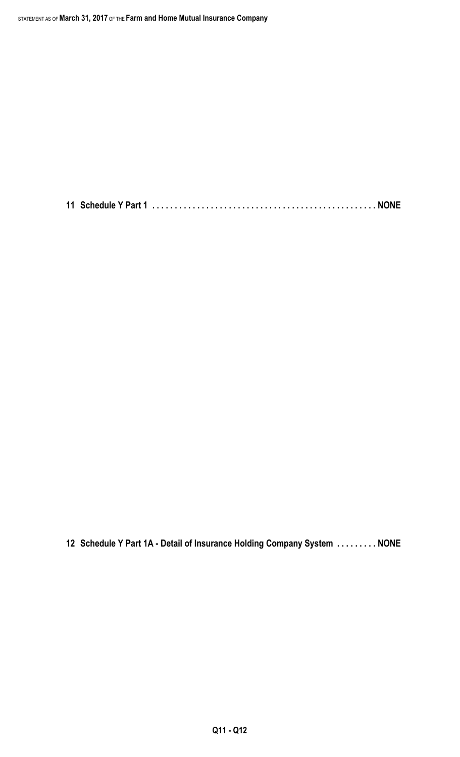**11 Schedule Y Part 1 . . . . . . . . . . . . . . . . . . . . . . . . . . . . . . . . . . . . . . . . . . . . . . . . . NONE**

**12 Schedule Y Part 1A - Detail of Insurance Holding Company System . . . . . . . . . NONE**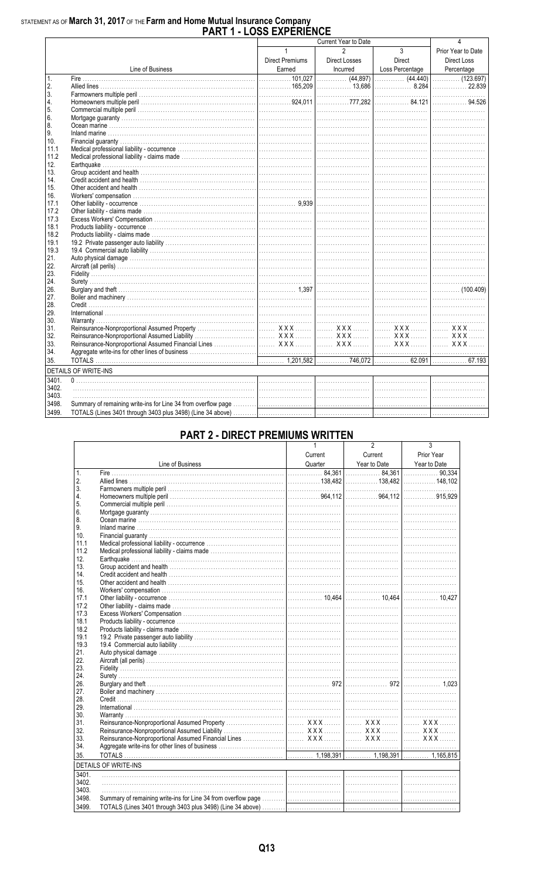STATEMENT AS OF **March 31, 2017** OF THE **Farm and Home Mutual Insurance Company**

# PART 1 - LOSS EXPERIENCE

| | Line of Business | Current Year to Date 1 Direct Premiums Earned | 2 Direct Losses Incurred | 3 Direct Loss Percentage | 4 Prior Year to Date Direct Loss Percentage |
|---|---|---|---|---|---|
| 1. | Fire | 101,027 | (44,897) | (44.440) | (123.697) |
| 2. | Allied lines | 165,209 | 13,686 | 8.284 | 22.839 |
| 3. | Farmowners multiple peril | | | | |
| 4. | Homeowners multiple peril | 924,011 | 777,282 | 84.121 | 94.526 |
| 5. | Commercial multiple peril | | | | |
| 6. | Mortgage guaranty | | | | |
| 8. | Ocean marine | | | | |
| 9. | Inland marine | | | | |
| 10. | Financial guaranty | | | | |
| 11.1 | Medical professional liability - occurrence | | | | |
| 11.2 | Medical professional liability - claims made | | | | |
| 12. | Earthquake | | | | |
| 13. | Group accident and health | | | | |
| 14. | Credit accident and health | | | | |
| 15. | Other accident and health | | | | |
| 16. | Workers' compensation | | | | |
| 17.1 | Other liability - occurrence | 9,939 | | | |
| 17.2 | Other liability - claims made | | | | |
| 17.3 | Excess Workers' Compensation | | | | |
| 18.1 | Products liability - occurrence | | | | |
| 18.2 | Products liability - claims made | | | | |
| 19.1 | 19.2 Private passenger auto liability | | | | |
| 19.3 | 19.4 Commercial auto liability | | | | |
| 21. | Auto physical damage | | | | |
| 22. | Aircraft (all perils) | | | | |
| 23. | Fidelity | | | | |
| 24. | Surety | | | | |
| 26. | Burglary and theft | 1,397 | | | (100.409) |
| 27. | Boiler and machinery | | | | |
| 28. | Credit | | | | |
| 29. | International | | | | |
| 30. | Warranty | | | | |
| 31. | Reinsurance-Nonproportional Assumed Property | XXX | XXX | XXX | XXX |
| 32. | Reinsurance-Nonproportional Assumed Liability | XXX | XXX | XXX | XXX |
| 33. | Reinsurance-Nonproportional Assumed Financial Lines | XXX | XXX | XXX | XXX |
| 34. | Aggregate write-ins for other lines of business | | | | |
| 35. | TOTALS | 1,201,582 | 746,072 | 62.091 | 67.193 |
| | DETAILS OF WRITE-INS | | | | |
| 3401. | 0 | | | | |
| 3402. | | | | | |
| 3403. | | | | | |
| 3498. | Summary of remaining write-ins for Line 34 from overflow page | | | | |
| 3499. | TOTALS (Lines 3401 through 3403 plus 3498) (Line 34 above) | | | | |

# PART 2 - DIRECT PREMIUMS WRITTEN

| | Line of Business | 1 Current Quarter | 2 Current Year to Date | 3 Prior Year Year to Date |
|---|---|---|---|---|
| 1. | Fire | 84,361 | 84,361 | 90,334 |
| 2. | Allied lines | 138,482 | 138,482 | 148,102 |
| 3. | Farmowners multiple peril | | | |
| 4. | Homeowners multiple peril | 964,112 | 964,112 | 915,929 |
| 5. | Commercial multiple peril | | | |
| 6. | Mortgage guaranty | | | |
| 8. | Ocean marine | | | |
| 9. | Inland marine | | | |
| 10. | Financial guaranty | | | |
| 11.1 | Medical professional liability - occurrence | | | |
| 11.2 | Medical professional liability - claims made | | | |
| 12. | Earthquake | | | |
| 13. | Group accident and health | | | |
| 14. | Credit accident and health | | | |
| 15. | Other accident and health | | | |
| 16. | Workers' compensation | | | |
| 17.1 | Other liability - occurrence | 10,464 | 10,464 | 10,427 |
| 17.2 | Other liability - claims made | | | |
| 17.3 | Excess Workers' Compensation | | | |
| 18.1 | Products liability - occurrence | | | |
| 18.2 | Products liability - claims made | | | |
| 19.1 | 19.2 Private passenger auto liability | | | |
| 19.3 | 19.4 Commercial auto liability | | | |
| 21. | Auto physical damage | | | |
| 22. | Aircraft (all perils) | | | |
| 23. | Fidelity | | | |
| 24. | Surety | | | |
| 26. | Burglary and theft | 972 | 972 | 1,023 |
| 27. | Boiler and machinery | | | |
| 28. | Credit | | | |
| 29. | International | | | |
| 30. | Warranty | | | |
| 31. | Reinsurance-Nonproportional Assumed Property | XXX | XXX | XXX |
| 32. | Reinsurance-Nonproportional Assumed Liability | XXX | XXX | XXX |
| 33. | Reinsurance-Nonproportional Assumed Financial Lines | XXX | XXX | XXX |
| 34. | Aggregate write-ins for other lines of business | | | |
| 35. | TOTALS | 1,198,391 | 1,198,391 | 1,165,815 |
| | DETAILS OF WRITE-INS | | | |
| 3401. | | | | |
| 3402. | | | | |
| 3403. | | | | |
| 3498. | Summary of remaining write-ins for Line 34 from overflow page | | | |
| 3499. | TOTALS (Lines 3401 through 3403 plus 3498) (Line 34 above) | | | |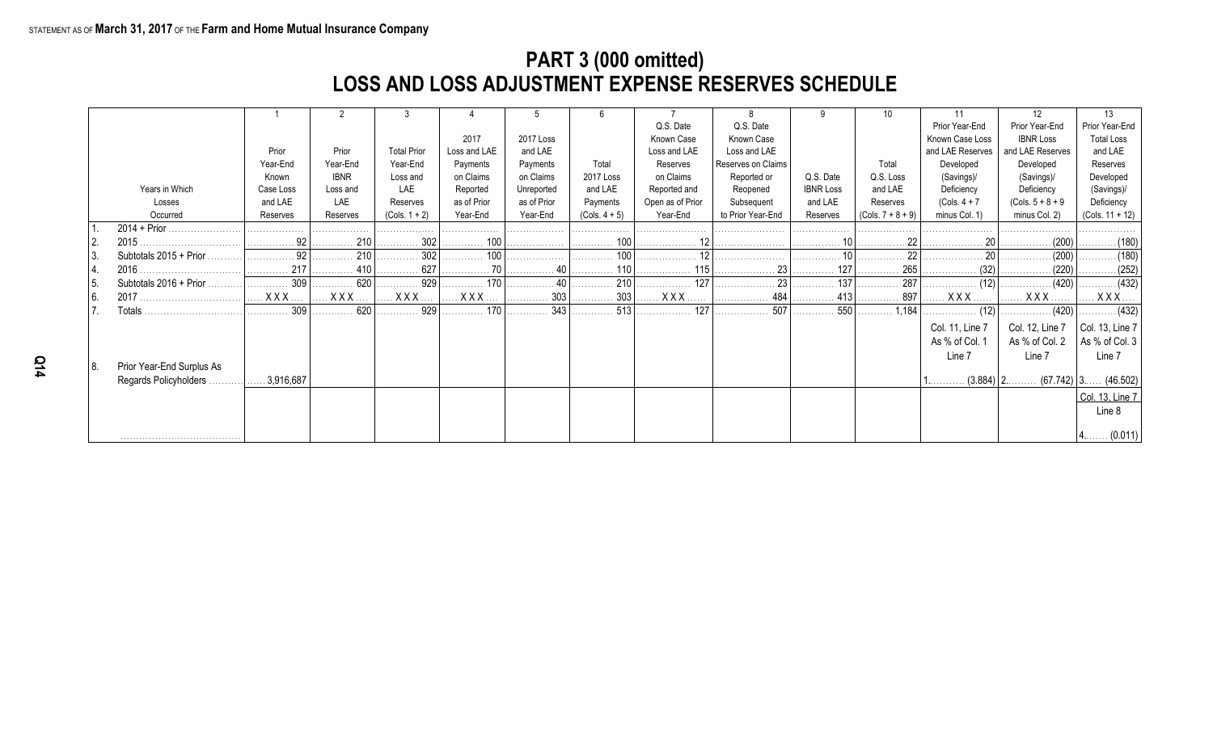STATEMENT AS OF **March 31, 2017** OF THE **Farm and Home Mutual Insurance Company**

# PART 3 (000 omitted)
# LOSS AND LOSS ADJUSTMENT EXPENSE RESERVES SCHEDULE

| | Years in Which Losses Occurred | 1 Prior Year-End Known Case Loss and LAE Reserves | 2 Prior Year-End IBNR Loss and LAE Reserves | 3 Total Prior Year-End Loss and LAE Reserves (Cols. 1 + 2) | 4 2017 Loss and LAE Payments on Claims Reported as of Prior Year-End | 5 2017 Loss and LAE Payments on Claims Unreported as of Prior Year-End | 6 Total 2017 Loss and LAE Payments (Cols. 4 + 5) | 7 Q.S. Date Known Case Loss and LAE Reserves on Claims Reported and Open as of Prior Year-End | 8 Q.S. Date Known Case Loss and LAE Reserves on Claims Reopened Subsequent to Prior Year-End | 9 Q.S. Date IBNR Loss and LAE Reserves | 10 Total Q.S. Loss and LAE Reserves (Cols. 7 + 8 + 9) | 11 Prior Year-End Known Case Loss and LAE Reserves Developed (Savings)/ Deficiency (Cols. 4 + 7 minus Col. 1) | 12 Prior Year-End IBNR Loss and LAE Reserves Developed (Savings)/ Deficiency (Cols. 5 + 8 + 9 minus Col. 2) | 13 Prior Year-End Total Loss and LAE Reserves Developed (Savings)/ Deficiency (Cols. 11 + 12) |
|---|---|---|---|---|---|---|---|---|---|---|---|---|---|---|
| 1. | 2014 + Prior | | | | | | | | | | | | | |
| 2. | 2015 | 92 | 210 | 302 | 100 | | 100 | 12 | | 10 | 22 | 20 | (200) | (180) |
| 3. | Subtotals 2015 + Prior | 92 | 210 | 302 | 100 | | 100 | 12 | | 10 | 22 | 20 | (200) | (180) |
| 4. | 2016 | 217 | 410 | 627 | 70 | 40 | 110 | 115 | 23 | 127 | 265 | (32) | (220) | (252) |
| 5. | Subtotals 2016 + Prior | 309 | 620 | 929 | 170 | 40 | 210 | 127 | 23 | 137 | 287 | (12) | (420) | (432) |
| 6. | 2017 | XXX | XXX | XXX | XXX | 303 | 303 | XXX | 484 | 413 | 897 | XXX | XXX | XXX |
| 7. | Totals | 309 | 620 | 929 | 170 | 343 | 513 | 127 | 507 | 550 | 1,184 | (12) | (420) | (432) |
| 8. | Prior Year-End Surplus As Regards Policyholders | 3,916,687 | | | | | | | | | | Col. 11, Line 7 As % of Col. 1 Line 7<br>1. (3.884) | Col. 12, Line 7 As % of Col. 2 Line 7<br>2. (67.742) | Col. 13, Line 7 As % of Col. 3 Line 7<br>3. (46.502) |
| | | | | | | | | | | | | | | Col. 13, Line 7 Line 8<br>4. (0.011) |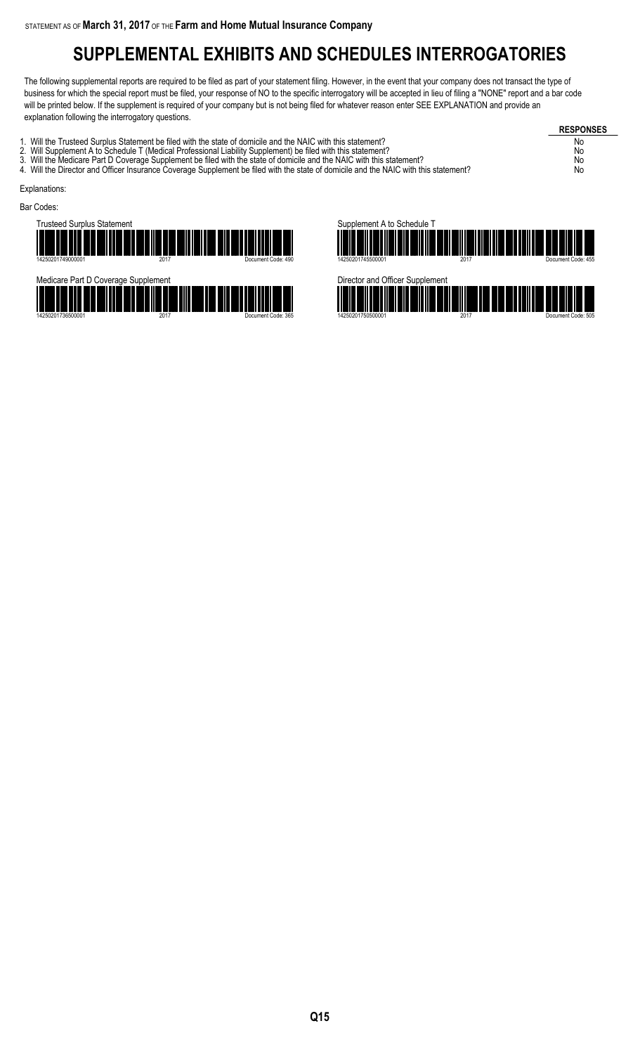STATEMENT AS OF **March 31, 2017** OF THE **Farm and Home Mutual Insurance Company**

# SUPPLEMENTAL EXHIBITS AND SCHEDULES INTERROGATORIES

The following supplemental reports are required to be filed as part of your statement filing. However, in the event that your company does not transact the type of business for which the special report must be filed, your response of NO to the specific interrogatory will be accepted in lieu of filing a "NONE" report and a bar code will be printed below. If the supplement is required of your company but is not being filed for whatever reason enter SEE EXPLANATION and provide an explanation following the interrogatory questions.

| | RESPONSES |
|---|---|
| 1. Will the Trusteed Surplus Statement be filed with the state of domicile and the NAIC with this statement? | No |
| 2. Will Supplement A to Schedule T (Medical Professional Liability Supplement) be filed with this statement? | No |
| 3. Will the Medicare Part D Coverage Supplement be filed with the state of domicile and the NAIC with this statement? | No |
| 4. Will the Director and Officer Insurance Coverage Supplement be filed with the state of domicile and the NAIC with this statement? | No |

Explanations:

Bar Codes:

Trusteed Surplus Statement

14250201749000001 2017 Document Code: 490

Supplement A to Schedule T

14250201745500001 2017 Document Code: 455

Medicare Part D Coverage Supplement

14250201736500001 2017 Document Code: 365

Director and Officer Supplement

14250201750500001 2017 Document Code: 505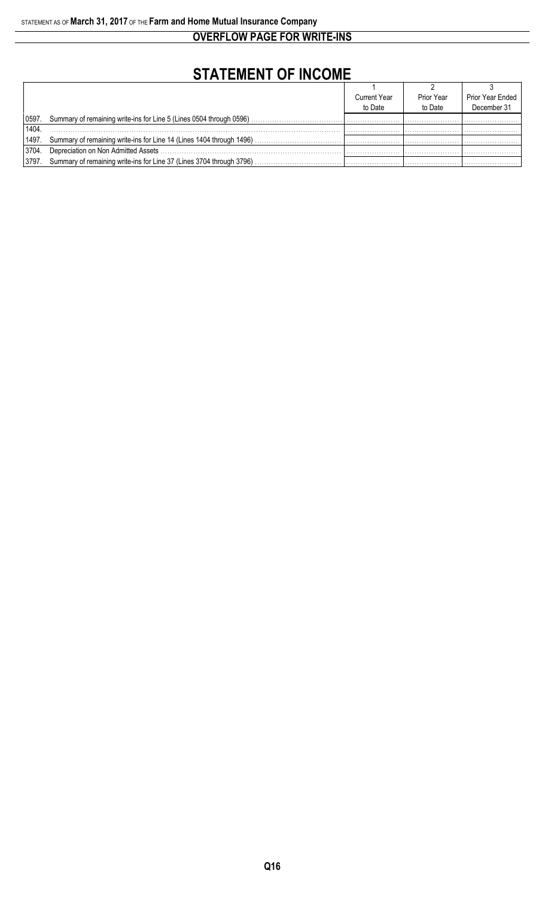STATEMENT AS OF **March 31, 2017** OF THE **Farm and Home Mutual Insurance Company**

## OVERFLOW PAGE FOR WRITE-INS

# STATEMENT OF INCOME

| | | 1 | 2 | 3 |
|---|---|---|---|---|
| | | Current Year to Date | Prior Year to Date | Prior Year Ended December 31 |
| 0597. | Summary of remaining write-ins for Line 5 (Lines 0504 through 0596) | | | |
| 1404. | | | | |
| 1497. | Summary of remaining write-ins for Line 14 (Lines 1404 through 1496) | | | |
| 3704. | Depreciation on Non Admitted Assets | | | |
| 3797. | Summary of remaining write-ins for Line 37 (Lines 3704 through 3796) | | | |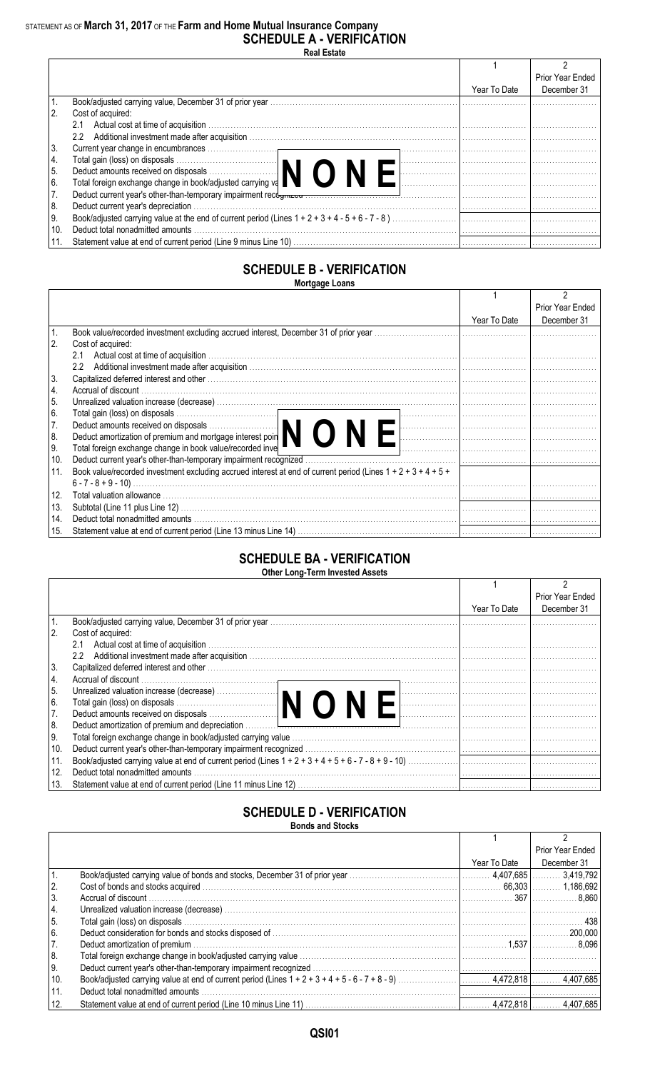STATEMENT AS OF **March 31, 2017** OF THE **Farm and Home Mutual Insurance Company**

# SCHEDULE A - VERIFICATION

**Real Estate**

| | | 1<br>Year To Date | 2<br>Prior Year Ended December 31 |
|---|---|---|---|
| 1. | Book/adjusted carrying value, December 31 of prior year | | |
| 2. | Cost of acquired: | | |
| | 2.1 Actual cost at time of acquisition | | |
| | 2.2 Additional investment made after acquisition | | |
| 3. | Current year change in encumbrances | | |
| 4. | Total gain (loss) on disposals | | |
| 5. | Deduct amounts received on disposals | | |
| 6. | Total foreign exchange change in book/adjusted carrying value | | |
| 7. | Deduct current year's other-than-temporary impairment recognized | | |
| 8. | Deduct current year's depreciation | | |
| 9. | Book/adjusted carrying value at the end of current period (Lines 1 + 2 + 3 + 4 - 5 + 6 - 7 - 8 ) | | |
| 10. | Deduct total nonadmitted amounts | | |
| 11. | Statement value at end of current period (Line 9 minus Line 10) | | |

**NONE**

# SCHEDULE B - VERIFICATION

**Mortgage Loans**

| | | 1<br>Year To Date | 2<br>Prior Year Ended December 31 |
|---|---|---|---|
| 1. | Book value/recorded investment excluding accrued interest, December 31 of prior year | | |
| 2. | Cost of acquired: | | |
| | 2.1 Actual cost at time of acquisition | | |
| | 2.2 Additional investment made after acquisition | | |
| 3. | Capitalized deferred interest and other | | |
| 4. | Accrual of discount | | |
| 5. | Unrealized valuation increase (decrease) | | |
| 6. | Total gain (loss) on disposals | | |
| 7. | Deduct amounts received on disposals | | |
| 8. | Deduct amortization of premium and mortgage interest points and commitment fees | | |
| 9. | Total foreign exchange change in book value/recorded investment excluding accrued interest | | |
| 10. | Deduct current year's other-than-temporary impairment recognized | | |
| 11. | Book value/recorded investment excluding accrued interest at end of current period (Lines 1 + 2 + 3 + 4 + 5 + 6 - 7 - 8 + 9 - 10) | | |
| 12. | Total valuation allowance | | |
| 13. | Subtotal (Line 11 plus Line 12) | | |
| 14. | Deduct total nonadmitted amounts | | |
| 15. | Statement value at end of current period (Line 13 minus Line 14) | | |

**NONE**

# SCHEDULE BA - VERIFICATION

**Other Long-Term Invested Assets**

| | | 1<br>Year To Date | 2<br>Prior Year Ended December 31 |
|---|---|---|---|
| 1. | Book/adjusted carrying value, December 31 of prior year | | |
| 2. | Cost of acquired: | | |
| | 2.1 Actual cost at time of acquisition | | |
| | 2.2 Additional investment made after acquisition | | |
| 3. | Capitalized deferred interest and other | | |
| 4. | Accrual of discount | | |
| 5. | Unrealized valuation increase (decrease) | | |
| 6. | Total gain (loss) on disposals | | |
| 7. | Deduct amounts received on disposals | | |
| 8. | Deduct amortization of premium and depreciation | | |
| 9. | Total foreign exchange change in book/adjusted carrying value | | |
| 10. | Deduct current year's other-than-temporary impairment recognized | | |
| 11. | Book/adjusted carrying value at end of current period (Lines 1 + 2 + 3 + 4 + 5 + 6 - 7 - 8 + 9 - 10) | | |
| 12. | Deduct total nonadmitted amounts | | |
| 13. | Statement value at end of current period (Line 11 minus Line 12) | | |

**NONE**

# SCHEDULE D - VERIFICATION

**Bonds and Stocks**

| | | 1<br>Year To Date | 2<br>Prior Year Ended December 31 |
|---|---|---|---|
| 1. | Book/adjusted carrying value of bonds and stocks, December 31 of prior year | 4,407,685 | 3,419,792 |
| 2. | Cost of bonds and stocks acquired | 66,303 | 1,186,692 |
| 3. | Accrual of discount | 367 | 8,860 |
| 4. | Unrealized valuation increase (decrease) | | |
| 5. | Total gain (loss) on disposals | | 438 |
| 6. | Deduct consideration for bonds and stocks disposed of | | 200,000 |
| 7. | Deduct amortization of premium | 1,537 | 8,096 |
| 8. | Total foreign exchange change in book/adjusted carrying value | | |
| 9. | Deduct current year's other-than-temporary impairment recognized | | |
| 10. | Book/adjusted carrying value at end of current period (Lines 1 + 2 + 3 + 4 + 5 - 6 - 7 + 8 - 9) | 4,472,818 | 4,407,685 |
| 11. | Deduct total nonadmitted amounts | | |
| 12. | Statement value at end of current period (Line 10 minus Line 11) | 4,472,818 | 4,407,685 |

QSI01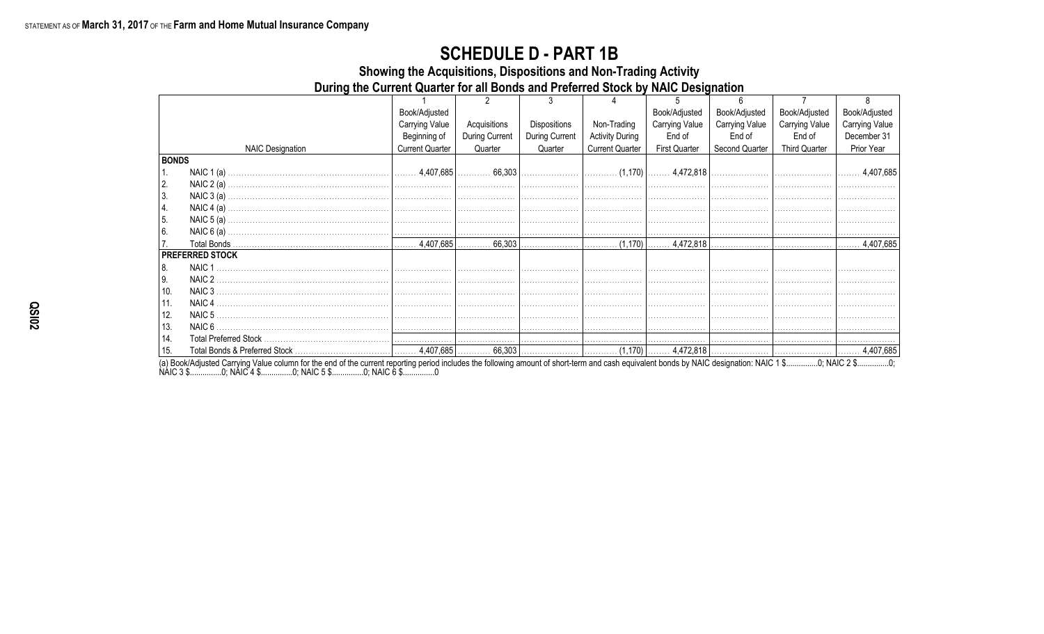STATEMENT AS OF **March 31, 2017** OF THE **Farm and Home Mutual Insurance Company**

# SCHEDULE D - PART 1B

## Showing the Acquisitions, Dispositions and Non-Trading Activity

### During the Current Quarter for all Bonds and Preferred Stock by NAIC Designation

| NAIC Designation | 1<br>Book/Adjusted Carrying Value Beginning of Current Quarter | 2<br>Acquisitions During Current Quarter | 3<br>Dispositions During Current Quarter | 4<br>Non-Trading Activity During Current Quarter | 5<br>Book/Adjusted Carrying Value End of First Quarter | 6<br>Book/Adjusted Carrying Value End of Second Quarter | 7<br>Book/Adjusted Carrying Value End of Third Quarter | 8<br>Book/Adjusted Carrying Value December 31 Prior Year |
|---|---|---|---|---|---|---|---|---|
| **BONDS** | | | | | | | | |
| 1. NAIC 1 (a) | 4,407,685 | 66,303 | | (1,170) | 4,472,818 | | | 4,407,685 |
| 2. NAIC 2 (a) | | | | | | | | |
| 3. NAIC 3 (a) | | | | | | | | |
| 4. NAIC 4 (a) | | | | | | | | |
| 5. NAIC 5 (a) | | | | | | | | |
| 6. NAIC 6 (a) | | | | | | | | |
| 7. Total Bonds | 4,407,685 | 66,303 | | (1,170) | 4,472,818 | | | 4,407,685 |
| **PREFERRED STOCK** | | | | | | | | |
| 8. NAIC 1 | | | | | | | | |
| 9. NAIC 2 | | | | | | | | |
| 10. NAIC 3 | | | | | | | | |
| 11. NAIC 4 | | | | | | | | |
| 12. NAIC 5 | | | | | | | | |
| 13. NAIC 6 | | | | | | | | |
| 14. Total Preferred Stock | | | | | | | | |
| 15. Total Bonds & Preferred Stock | 4,407,685 | 66,303 | | (1,170) | 4,472,818 | | | 4,407,685 |

(a) Book/Adjusted Carrying Value column for the end of the current reporting period includes the following amount of short-term and cash equivalent bonds by NAIC designation: NAIC 1 $...............0; NAIC 2 $...............0; NAIC 3 $...............0; NAIC 4 $...............0; NAIC 5 $...............0; NAIC 6 $...............0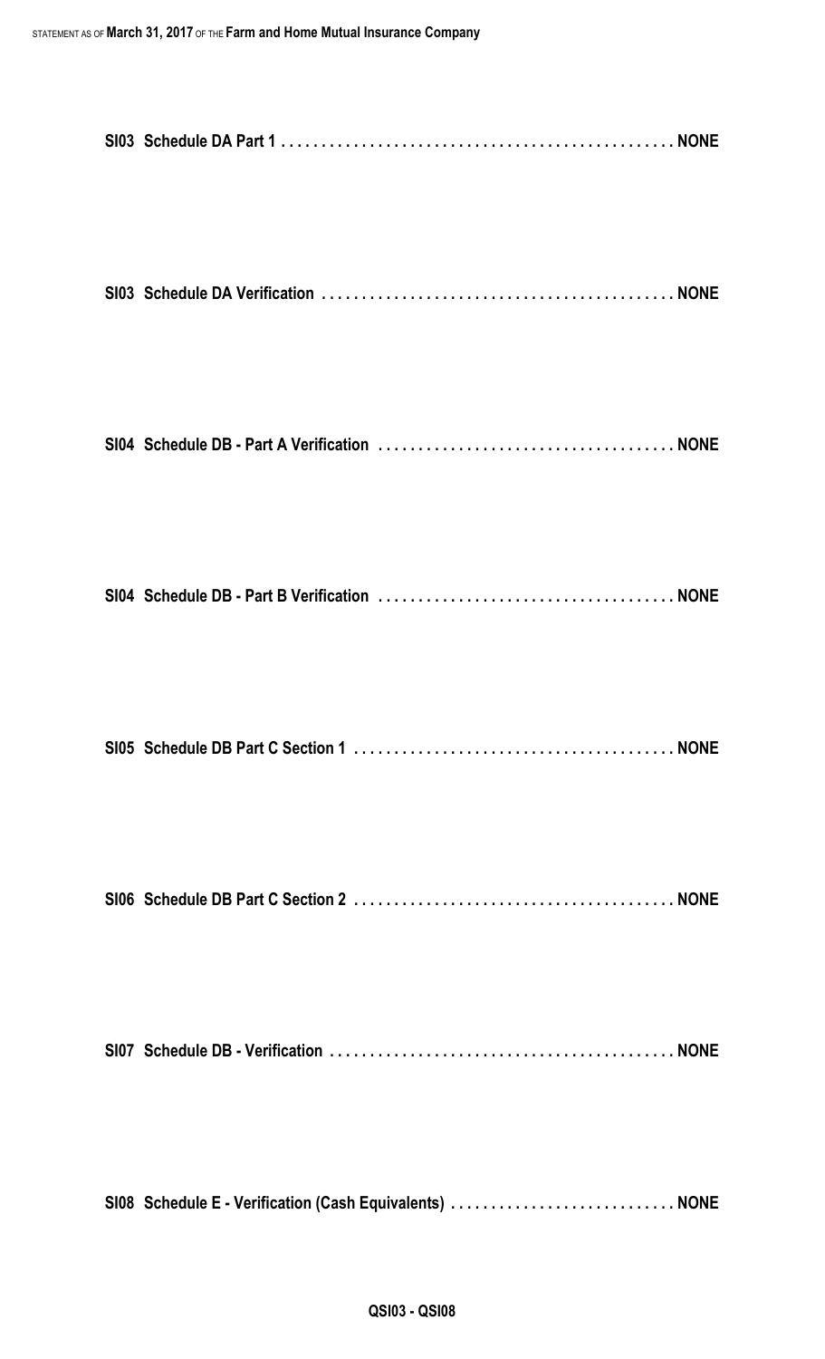**SI03 Schedule DA Part 1 . . . . . . . . . . . . . . . . . . . . . . . . . . . . . . . . . . . . . . . . . . . . . . . . NONE**

**SI03 Schedule DA Verification . . . . . . . . . . . . . . . . . . . . . . . . . . . . . . . . . . . . . . . . . . . NONE**

**SI04 Schedule DB - Part A Verification . . . . . . . . . . . . . . . . . . . . . . . . . . . . . . . . . . . . NONE**

**SI04 Schedule DB - Part B Verification . . . . . . . . . . . . . . . . . . . . . . . . . . . . . . . . . . . . NONE**

**SI05 Schedule DB Part C Section 1 . . . . . . . . . . . . . . . . . . . . . . . . . . . . . . . . . . . . . . . NONE**

**SI06 Schedule DB Part C Section 2 . . . . . . . . . . . . . . . . . . . . . . . . . . . . . . . . . . . . . . . NONE**

**SI07 Schedule DB - Verification . . . . . . . . . . . . . . . . . . . . . . . . . . . . . . . . . . . . . . . . . . NONE**

**SI08 Schedule E - Verification (Cash Equivalents) . . . . . . . . . . . . . . . . . . . . . . . . . . . NONE**

**QSI03 - QSI08**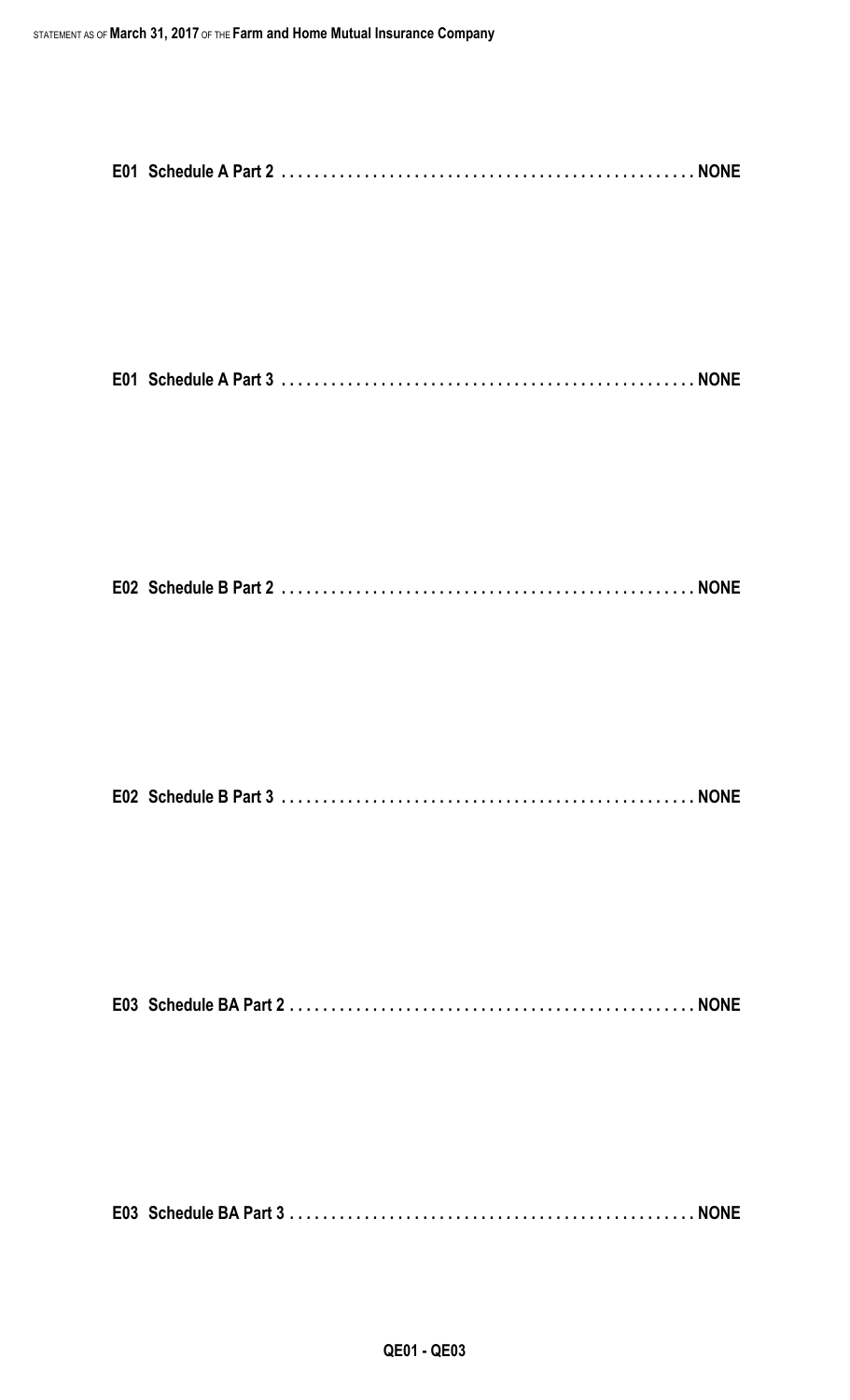**E01 Schedule A Part 2 . . . . . . . . . . . . . . . . . . . . . . . . . . . . . . . . . . . . . . . . . . . . . . . . NONE**

**E01 Schedule A Part 3 . . . . . . . . . . . . . . . . . . . . . . . . . . . . . . . . . . . . . . . . . . . . . . . . NONE**

**E02 Schedule B Part 2 . . . . . . . . . . . . . . . . . . . . . . . . . . . . . . . . . . . . . . . . . . . . . . . . NONE**

**E02 Schedule B Part 3 . . . . . . . . . . . . . . . . . . . . . . . . . . . . . . . . . . . . . . . . . . . . . . . . NONE**

**E03 Schedule BA Part 2 . . . . . . . . . . . . . . . . . . . . . . . . . . . . . . . . . . . . . . . . . . . . . . . NONE**

**E03 Schedule BA Part 3 . . . . . . . . . . . . . . . . . . . . . . . . . . . . . . . . . . . . . . . . . . . . . . . NONE**

**QE01 - QE03**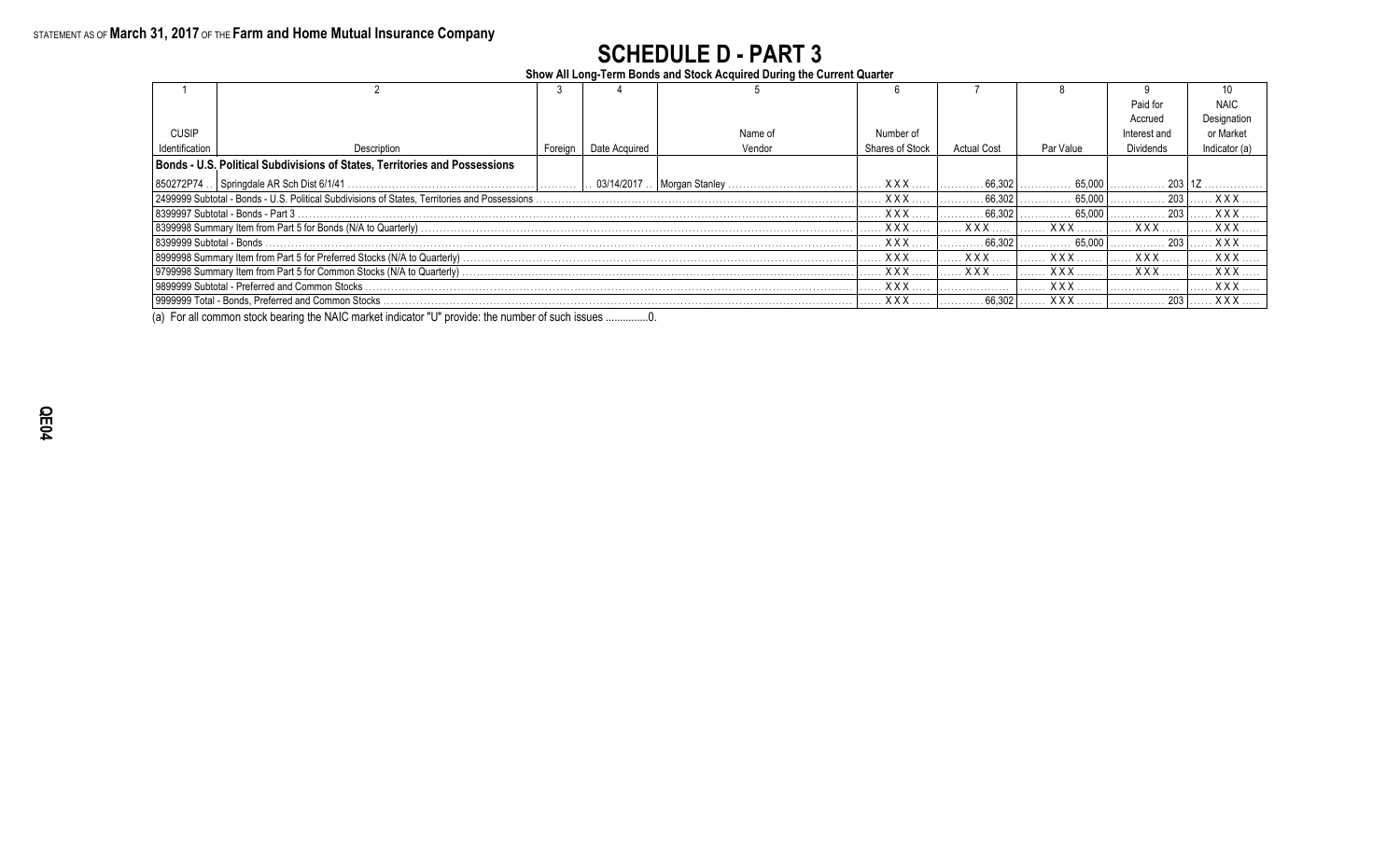STATEMENT AS OF **March 31, 2017** OF THE **Farm and Home Mutual Insurance Company**

# SCHEDULE D - PART 3

**Show All Long-Term Bonds and Stock Acquired During the Current Quarter**

| 1 | 2 | 3 | 4 | 5 | 6 | 7 | 8 | 9 | 10 |
|---|---|---|---|---|---|---|---|---|---|
| CUSIP Identification | Description | Foreign | Date Acquired | Name of Vendor | Number of Shares of Stock | Actual Cost | Par Value | Paid for Accrued Interest and Dividends | NAIC Designation or Market Indicator (a) |
| **Bonds - U.S. Political Subdivisions of States, Territories and Possessions** | | | | | | | | | |
| 850272P74 | Springdale AR Sch Dist 6/1/41 | | 03/14/2017 | Morgan Stanley | XXX | 66,302 | 65,000 | 203 | 1Z |
| 2499999 Subtotal - Bonds - U.S. Political Subdivisions of States, Territories and Possessions | | | | | XXX | 66,302 | 65,000 | 203 | XXX |
| 8399997 Subtotal - Bonds - Part 3 | | | | | XXX | 66,302 | 65,000 | 203 | XXX |
| 8399998 Summary Item from Part 5 for Bonds (N/A to Quarterly) | | | | | XXX | XXX | XXX | XXX | XXX |
| 8399999 Subtotal - Bonds | | | | | XXX | 66,302 | 65,000 | 203 | XXX |
| 8999998 Summary Item from Part 5 for Preferred Stocks (N/A to Quarterly) | | | | | XXX | XXX | XXX | XXX | XXX |
| 9799998 Summary Item from Part 5 for Common Stocks (N/A to Quarterly) | | | | | XXX | XXX | XXX | XXX | XXX |
| 9899999 Subtotal - Preferred and Common Stocks | | | | | XXX | | XXX | | XXX |
| 9999999 Total - Bonds, Preferred and Common Stocks | | | | | XXX | 66,302 | XXX | 203 | XXX |

(a) For all common stock bearing the NAIC market indicator "U" provide: the number of such issues ...............0.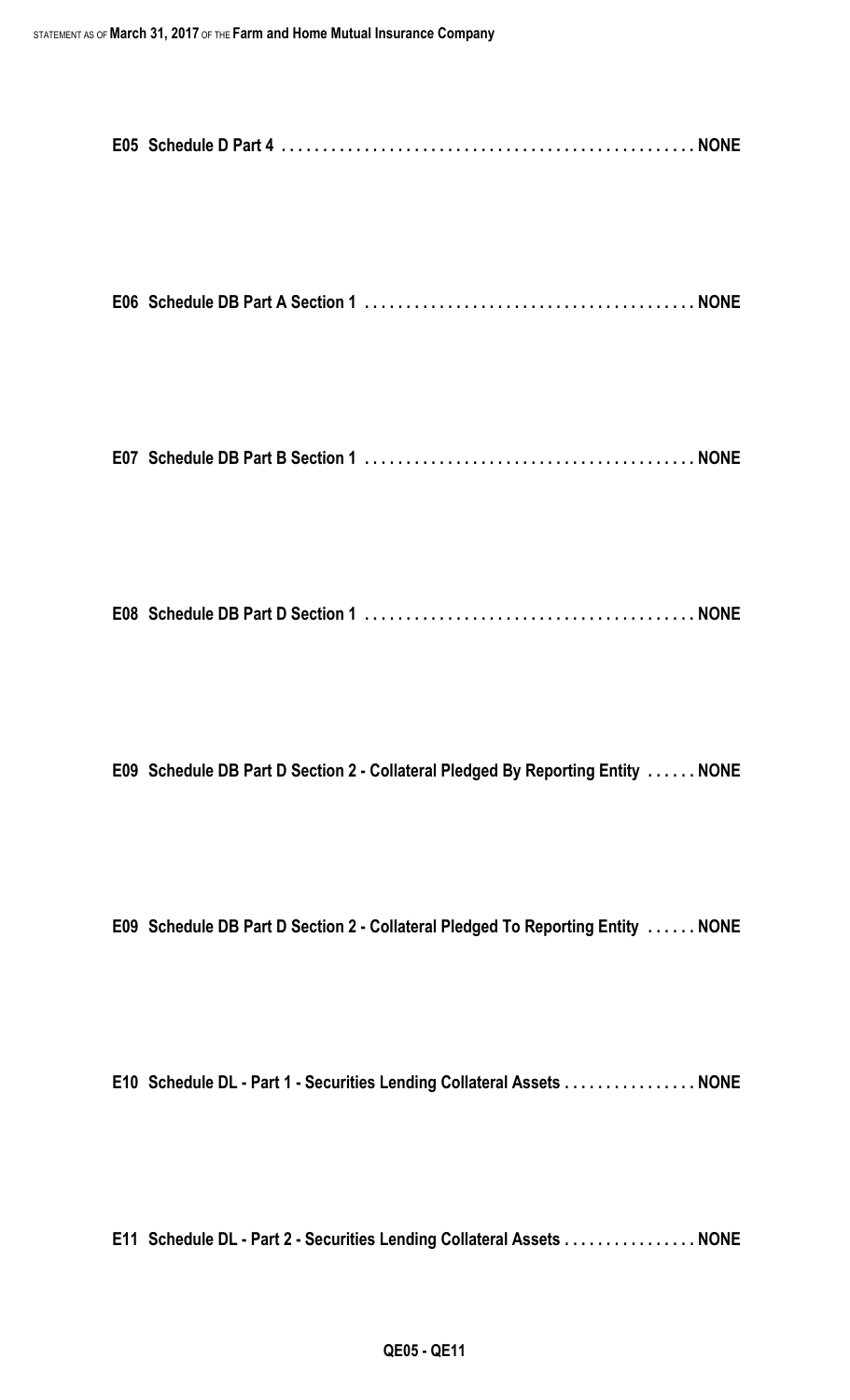**E05 Schedule D Part 4 . . . . . . . . . . . . . . . . . . . . . . . . . . . . . . . . . . . . . . . . . . . . . . . . NONE**

**E06 Schedule DB Part A Section 1 . . . . . . . . . . . . . . . . . . . . . . . . . . . . . . . . . . . . . . . NONE**

**E07 Schedule DB Part B Section 1 . . . . . . . . . . . . . . . . . . . . . . . . . . . . . . . . . . . . . . . NONE**

**E08 Schedule DB Part D Section 1 . . . . . . . . . . . . . . . . . . . . . . . . . . . . . . . . . . . . . . . NONE**

**E09 Schedule DB Part D Section 2 - Collateral Pledged By Reporting Entity . . . . . . NONE**

**E09 Schedule DB Part D Section 2 - Collateral Pledged To Reporting Entity . . . . . . NONE**

**E10 Schedule DL - Part 1 - Securities Lending Collateral Assets . . . . . . . . . . . . . . . . NONE**

**E11 Schedule DL - Part 2 - Securities Lending Collateral Assets . . . . . . . . . . . . . . . . NONE**

**QE05 - QE11**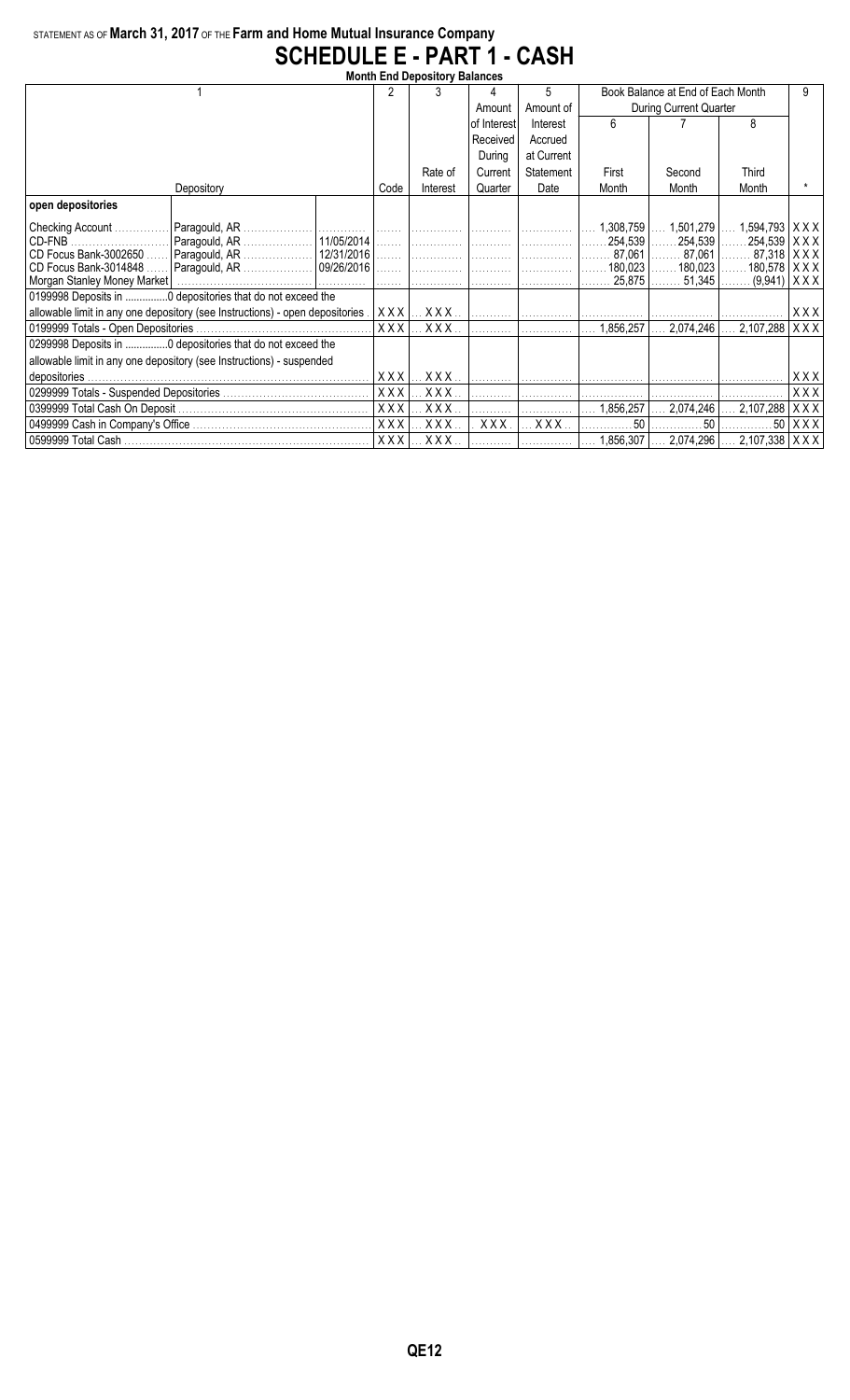STATEMENT AS OF **March 31, 2017** OF THE **Farm and Home Mutual Insurance Company**

# SCHEDULE E - PART 1 - CASH

## Month End Depository Balances

| 1 | | | 2 | 3 | 4 | 5 | Book Balance at End of Each Month During Current Quarter | | | 9 |
|---|---|---|---|---|---|---|---|---|---|---|
| | | | | | Amount of Interest Received During Current Quarter | Amount of Interest Accrued at Current Statement Date | 6 | 7 | 8 | |
| Depository | | | Code | Rate of Interest | | | First Month | Second Month | Third Month | * |
| **open depositories** | | | | | | | | | | |
| Checking Account | Paragould, AR | | | | | | 1,308,759 | 1,501,279 | 1,594,793 | XXX |
| CD-FNB | Paragould, AR | 11/05/2014 | | | | | 254,539 | 254,539 | 254,539 | XXX |
| CD Focus Bank-3002650 | Paragould, AR | 12/31/2016 | | | | | 87,061 | 87,061 | 87,318 | XXX |
| CD Focus Bank-3014848 | Paragould, AR | 09/26/2016 | | | | | 180,023 | 180,023 | 180,578 | XXX |
| Morgan Stanley Money Market | | | | | | | 25,875 | 51,345 | (9,941) | XXX |
| 0199998 Deposits in ..............0 depositories that do not exceed the allowable limit in any one depository (see Instructions) - open depositories | | | XXX | XXX | | | | | | XXX |
| 0199999 Totals - Open Depositories | | | XXX | XXX | | | 1,856,257 | 2,074,246 | 2,107,288 | XXX |
| 0299998 Deposits in ..............0 depositories that do not exceed the allowable limit in any one depository (see Instructions) - suspended depositories | | | XXX | XXX | | | | | | XXX |
| 0299999 Totals - Suspended Depositories | | | XXX | XXX | | | | | | XXX |
| 0399999 Total Cash On Deposit | | | XXX | XXX | | | 1,856,257 | 2,074,246 | 2,107,288 | XXX |
| 0499999 Cash in Company's Office | | | XXX | XXX | XXX | XXX | 50 | 50 | 50 | XXX |
| 0599999 Total Cash | | | XXX | XXX | | | 1,856,307 | 2,074,296 | 2,107,338 | XXX |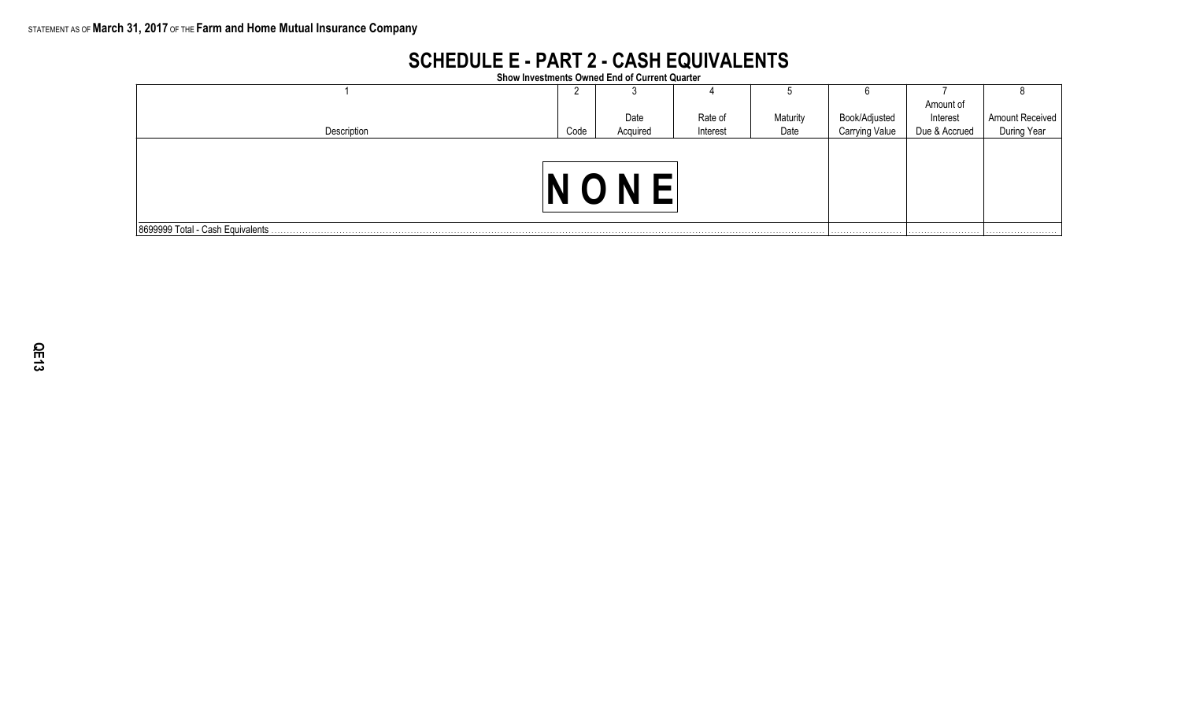STATEMENT AS OF **March 31, 2017** OF THE **Farm and Home Mutual Insurance Company**

# SCHEDULE E - PART 2 - CASH EQUIVALENTS

**Show Investments Owned End of Current Quarter**

| 1 | 2 | 3 | 4 | 5 | 6 | 7 | 8 |
|---|---|---|---|---|---|---|---|
| Description | Code | Date Acquired | Rate of Interest | Maturity Date | Book/Adjusted Carrying Value | Amount of Interest Due & Accrued | Amount Received During Year |
| NONE | | | | | | | |
| 8699999 Total - Cash Equivalents | | | | | | | |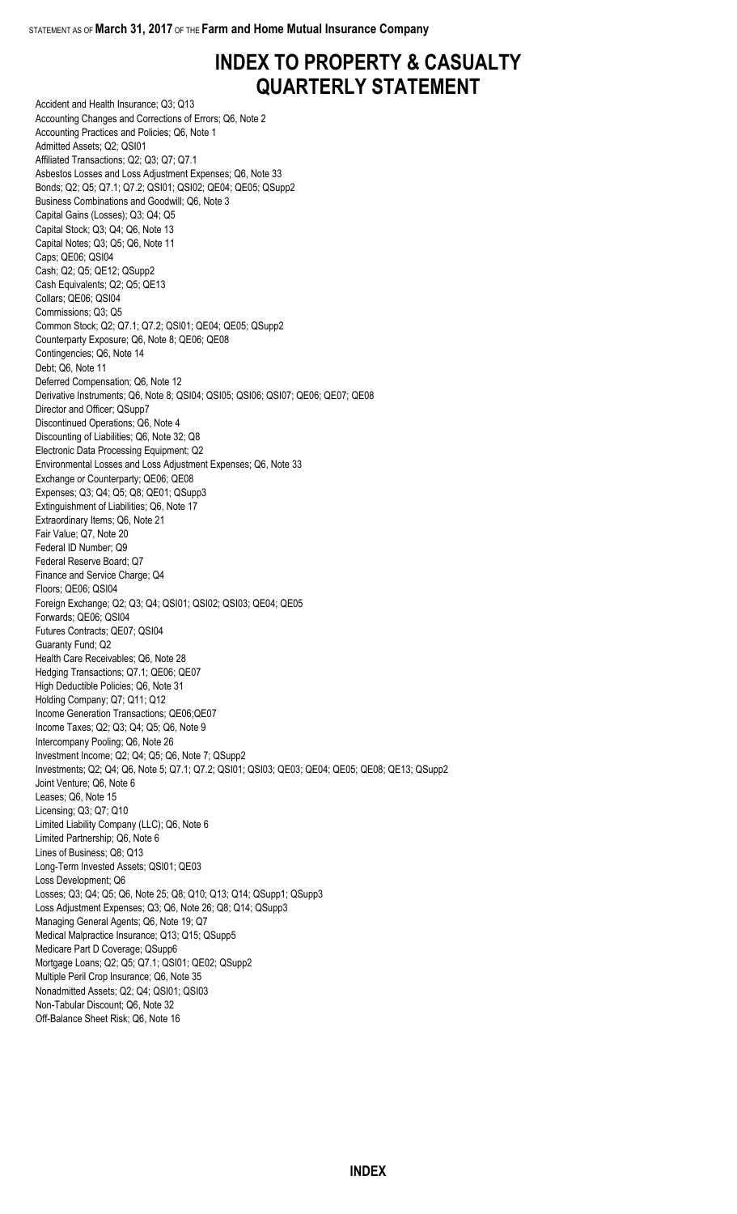# INDEX TO PROPERTY & CASUALTY QUARTERLY STATEMENT

Accident and Health Insurance; Q3; Q13
Accounting Changes and Corrections of Errors; Q6, Note 2
Accounting Practices and Policies; Q6, Note 1
Admitted Assets; Q2; QSI01
Affiliated Transactions; Q2; Q3; Q7; Q7.1
Asbestos Losses and Loss Adjustment Expenses; Q6, Note 33
Bonds; Q2; Q5; Q7.1; Q7.2; QSI01; QSI02; QE04; QE05; QSupp2
Business Combinations and Goodwill; Q6, Note 3
Capital Gains (Losses); Q3; Q4; Q5
Capital Stock; Q3; Q4; Q6, Note 13
Capital Notes; Q3; Q5; Q6, Note 11
Caps; QE06; QSI04
Cash; Q2; Q5; QE12; QSupp2
Cash Equivalents; Q2; Q5; QE13
Collars; QE06; QSI04
Commissions; Q3; Q5
Common Stock; Q2; Q7.1; Q7.2; QSI01; QE04; QE05; QSupp2
Counterparty Exposure; Q6, Note 8; QE06; QE08
Contingencies; Q6, Note 14
Debt; Q6, Note 11
Deferred Compensation; Q6, Note 12
Derivative Instruments; Q6, Note 8; QSI04; QSI05; QSI06; QSI07; QE06; QE07; QE08
Director and Officer; QSupp7
Discontinued Operations; Q6, Note 4
Discounting of Liabilities; Q6, Note 32; Q8
Electronic Data Processing Equipment; Q2
Environmental Losses and Loss Adjustment Expenses; Q6, Note 33
Exchange or Counterparty; QE06; QE08
Expenses; Q3; Q4; Q5; Q8; QE01; QSupp3
Extinguishment of Liabilities; Q6, Note 17
Extraordinary Items; Q6, Note 21
Fair Value; Q7, Note 20
Federal ID Number; Q9
Federal Reserve Board; Q7
Finance and Service Charge; Q4
Floors; QE06; QSI04
Foreign Exchange; Q2; Q3; Q4; QSI01; QSI02; QSI03; QE04; QE05
Forwards; QE06; QSI04
Futures Contracts; QE07; QSI04
Guaranty Fund; Q2
Health Care Receivables; Q6, Note 28
Hedging Transactions; Q7.1; QE06; QE07
High Deductible Policies; Q6, Note 31
Holding Company; Q7; Q11; Q12
Income Generation Transactions; QE06;QE07
Income Taxes; Q2; Q3; Q4; Q5; Q6, Note 9
Intercompany Pooling; Q6, Note 26
Investment Income; Q2; Q4; Q5; Q6, Note 7; QSupp2
Investments; Q2; Q4; Q6, Note 5; Q7.1; Q7.2; QSI01; QSI03; QE03; QE04; QE05; QE08; QE13; QSupp2
Joint Venture; Q6, Note 6
Leases; Q6, Note 15
Licensing; Q3; Q7; Q10
Limited Liability Company (LLC); Q6, Note 6
Limited Partnership; Q6, Note 6
Lines of Business; Q8; Q13
Long-Term Invested Assets; QSI01; QE03
Loss Development; Q6
Losses; Q3; Q4; Q5; Q6, Note 25; Q8; Q10; Q13; Q14; QSupp1; QSupp3
Loss Adjustment Expenses; Q3; Q6, Note 26; Q8; Q14; QSupp3
Managing General Agents; Q6, Note 19; Q7
Medical Malpractice Insurance; Q13; Q15; QSupp5
Medicare Part D Coverage; QSupp6
Mortgage Loans; Q2; Q5; Q7.1; QSI01; QE02; QSupp2
Multiple Peril Crop Insurance; Q6, Note 35
Nonadmitted Assets; Q2; Q4; QSI01; QSI03
Non-Tabular Discount; Q6, Note 32
Off-Balance Sheet Risk; Q6, Note 16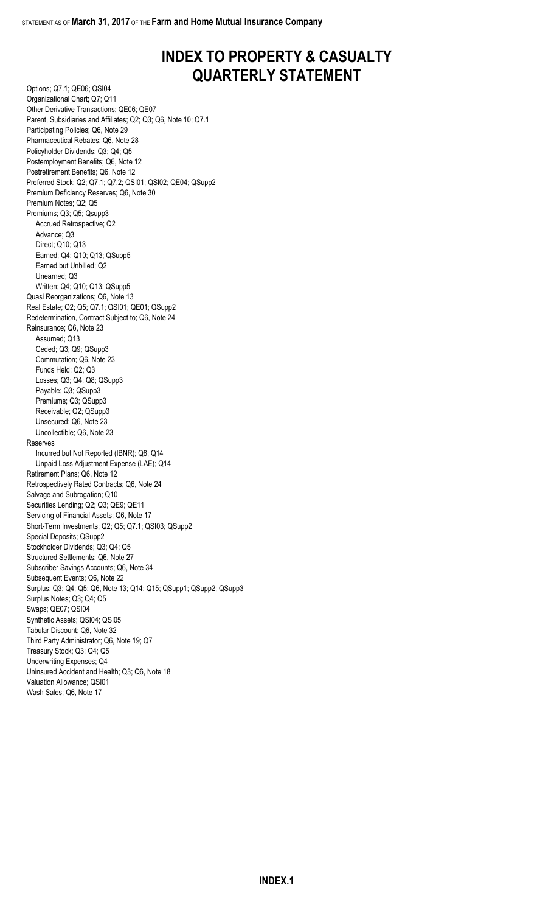# INDEX TO PROPERTY & CASUALTY QUARTERLY STATEMENT

Options; Q7.1; QE06; QSI04
Organizational Chart; Q7; Q11
Other Derivative Transactions; QE06; QE07
Parent, Subsidiaries and Affiliates; Q2; Q3; Q6, Note 10; Q7.1
Participating Policies; Q6, Note 29
Pharmaceutical Rebates; Q6, Note 28
Policyholder Dividends; Q3; Q4; Q5
Postemployment Benefits; Q6, Note 12
Postretirement Benefits; Q6, Note 12
Preferred Stock; Q2; Q7.1; Q7.2; QSI01; QSI02; QE04; QSupp2
Premium Deficiency Reserves; Q6, Note 30
Premium Notes; Q2; Q5
Premiums; Q3; Q5; Qsupp3
- Accrued Retrospective; Q2
- Advance; Q3
- Direct; Q10; Q13
- Earned; Q4; Q10; Q13; QSupp5
- Earned but Unbilled; Q2
- Unearned; Q3
- Written; Q4; Q10; Q13; QSupp5

Quasi Reorganizations; Q6, Note 13
Real Estate; Q2; Q5; Q7.1; QSI01; QE01; QSupp2
Redetermination, Contract Subject to; Q6, Note 24
Reinsurance; Q6, Note 23
- Assumed; Q13
- Ceded; Q3; Q9; QSupp3
- Commutation; Q6, Note 23
- Funds Held; Q2; Q3
- Losses; Q3; Q4; Q8; QSupp3
- Payable; Q3; QSupp3
- Premiums; Q3; QSupp3
- Receivable; Q2; QSupp3
- Unsecured; Q6, Note 23
- Uncollectible; Q6, Note 23

Reserves
- Incurred but Not Reported (IBNR); Q8; Q14
- Unpaid Loss Adjustment Expense (LAE); Q14

Retirement Plans; Q6, Note 12
Retrospectively Rated Contracts; Q6, Note 24
Salvage and Subrogation; Q10
Securities Lending; Q2; Q3; QE9; QE11
Servicing of Financial Assets; Q6, Note 17
Short-Term Investments; Q2; Q5; Q7.1; QSI03; QSupp2
Special Deposits; QSupp2
Stockholder Dividends; Q3; Q4; Q5
Structured Settlements; Q6, Note 27
Subscriber Savings Accounts; Q6, Note 34
Subsequent Events; Q6, Note 22
Surplus; Q3; Q4; Q5; Q6, Note 13; Q14; Q15; QSupp1; QSupp2; QSupp3
Surplus Notes; Q3; Q4; Q5
Swaps; QE07; QSI04
Synthetic Assets; QSI04; QSI05
Tabular Discount; Q6, Note 32
Third Party Administrator; Q6, Note 19; Q7
Treasury Stock; Q3; Q4; Q5
Underwriting Expenses; Q4
Uninsured Accident and Health; Q3; Q6, Note 18
Valuation Allowance; QSI01
Wash Sales; Q6, Note 17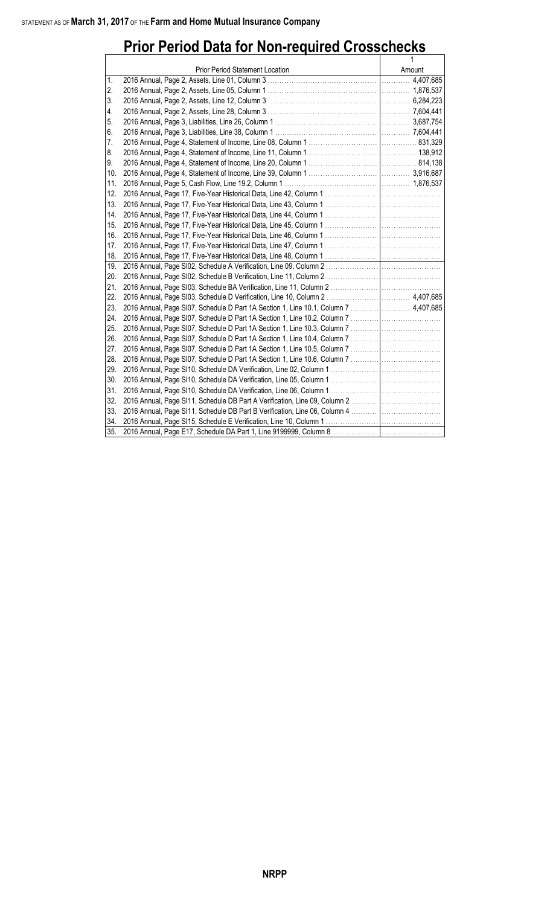STATEMENT AS OF **March 31, 2017** OF THE **Farm and Home Mutual Insurance Company**

# Prior Period Data for Non-required Crosschecks

| | Prior Period Statement Location | 1<br>Amount |
|---|---|---|
| 1. | 2016 Annual, Page 2, Assets, Line 01, Column 3 | 4,407,685 |
| 2. | 2016 Annual, Page 2, Assets, Line 05, Column 1 | 1,876,537 |
| 3. | 2016 Annual, Page 2, Assets, Line 12, Column 3 | 6,284,223 |
| 4. | 2016 Annual, Page 2, Assets, Line 28, Column 3 | 7,604,441 |
| 5. | 2016 Annual, Page 3, Liabilities, Line 26, Column 1 | 3,687,754 |
| 6. | 2016 Annual, Page 3, Liabilities, Line 38, Column 1 | 7,604,441 |
| 7. | 2016 Annual, Page 4, Statement of Income, Line 08, Column 1 | 831,329 |
| 8. | 2016 Annual, Page 4, Statement of Income, Line 11, Column 1 | 138,912 |
| 9. | 2016 Annual, Page 4, Statement of Income, Line 20, Column 1 | 814,138 |
| 10. | 2016 Annual, Page 4, Statement of Income, Line 39, Column 1 | 3,916,687 |
| 11. | 2016 Annual, Page 5, Cash Flow, Line 19.2, Column 1 | 1,876,537 |
| 12. | 2016 Annual, Page 17, Five-Year Historical Data, Line 42, Column 1 | |
| 13. | 2016 Annual, Page 17, Five-Year Historical Data, Line 43, Column 1 | |
| 14. | 2016 Annual, Page 17, Five-Year Historical Data, Line 44, Column 1 | |
| 15. | 2016 Annual, Page 17, Five-Year Historical Data, Line 45, Column 1 | |
| 16. | 2016 Annual, Page 17, Five-Year Historical Data, Line 46, Column 1 | |
| 17. | 2016 Annual, Page 17, Five-Year Historical Data, Line 47, Column 1 | |
| 18. | 2016 Annual, Page 17, Five-Year Historical Data, Line 48, Column 1 | |
| 19. | 2016 Annual, Page SI02, Schedule A Verification, Line 09, Column 2 | |
| 20. | 2016 Annual, Page SI02, Schedule B Verification, Line 11, Column 2 | |
| 21. | 2016 Annual, Page SI03, Schedule BA Verification, Line 11, Column 2 | |
| 22. | 2016 Annual, Page SI03, Schedule D Verification, Line 10, Column 2 | 4,407,685 |
| 23. | 2016 Annual, Page SI07, Schedule D Part 1A Section 1, Line 10.1, Column 7 | 4,407,685 |
| 24. | 2016 Annual, Page SI07, Schedule D Part 1A Section 1, Line 10.2, Column 7 | |
| 25. | 2016 Annual, Page SI07, Schedule D Part 1A Section 1, Line 10.3, Column 7 | |
| 26. | 2016 Annual, Page SI07, Schedule D Part 1A Section 1, Line 10.4, Column 7 | |
| 27. | 2016 Annual, Page SI07, Schedule D Part 1A Section 1, Line 10.5, Column 7 | |
| 28. | 2016 Annual, Page SI07, Schedule D Part 1A Section 1, Line 10.6, Column 7 | |
| 29. | 2016 Annual, Page SI10, Schedule DA Verification, Line 02, Column 1 | |
| 30. | 2016 Annual, Page SI10, Schedule DA Verification, Line 05, Column 1 | |
| 31. | 2016 Annual, Page SI10, Schedule DA Verification, Line 06, Column 1 | |
| 32. | 2016 Annual, Page SI11, Schedule DB Part A Verification, Line 09, Column 2 | |
| 33. | 2016 Annual, Page SI11, Schedule DB Part B Verification, Line 06, Column 4 | |
| 34. | 2016 Annual, Page SI15, Schedule E Verification, Line 10, Column 1 | |
| 35. | 2016 Annual, Page E17, Schedule DA Part 1, Line 9199999, Column 8 | |

**NRPP**